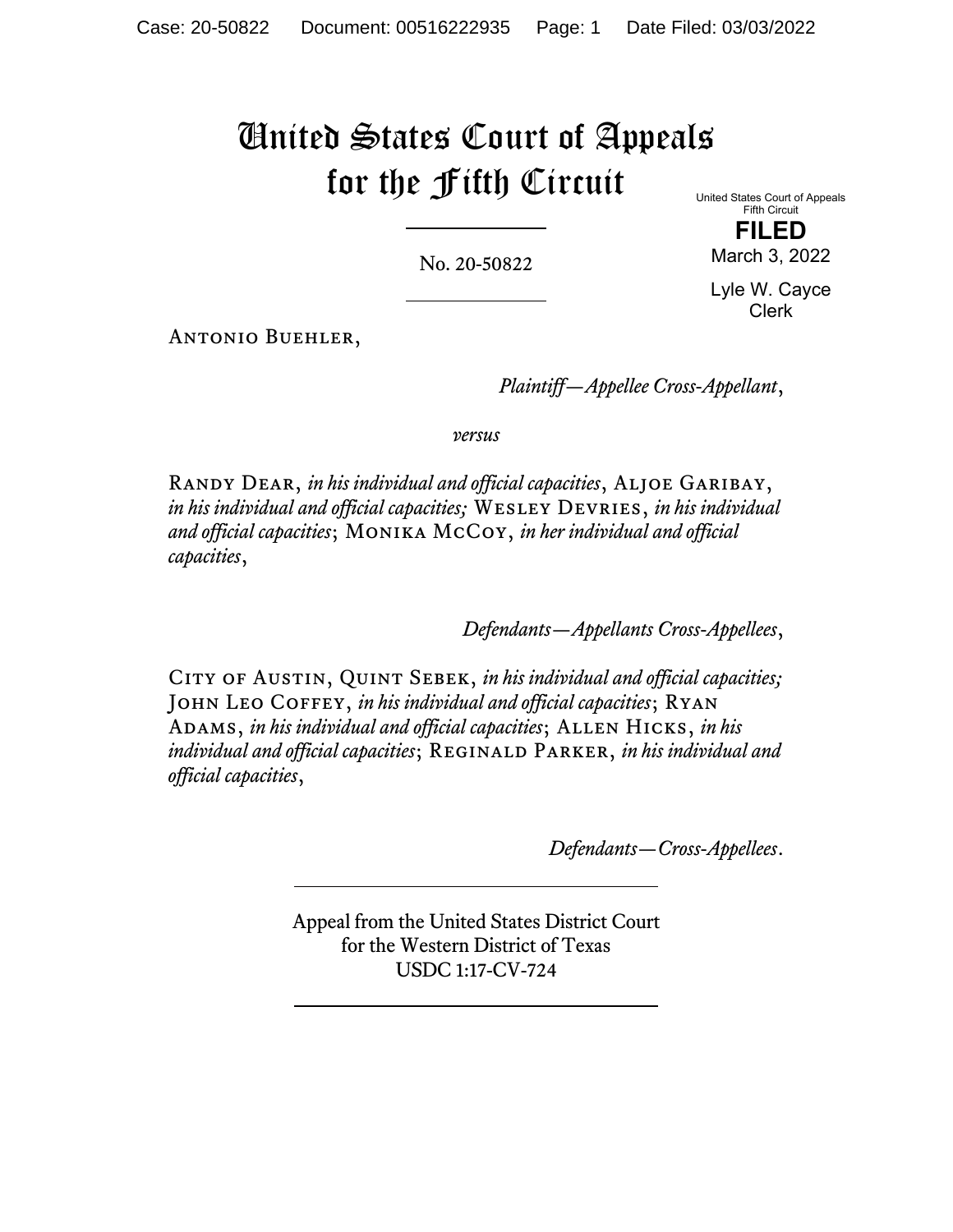# United States Court of Appeals for the Fifth Circuit

United States Court of Appeals
Fifth Circuit

**FILED**

March 3, 2022

Lyle W. Cayce
Clerk

No. 20-50822

Antonio Buehler,

*Plaintiff—Appellee Cross-Appellant*,

*versus*

Randy Dear, *in his individual and official capacities*, Aljoe Garibay, *in his individual and official capacities;* Wesley Devries, *in his individual and official capacities*; Monika McCoy, *in her individual and official capacities*,

*Defendants—Appellants Cross-Appellees*,

City of Austin, Quint Sebek, *in his individual and official capacities;* John Leo Coffey, *in his individual and official capacities*; Ryan Adams, *in his individual and official capacities*; Allen Hicks, *in his individual and official capacities*; Reginald Parker, *in his individual and official capacities*,

*Defendants—Cross-Appellees*.

Appeal from the United States District Court
for the Western District of Texas
USDC 1:17-CV-724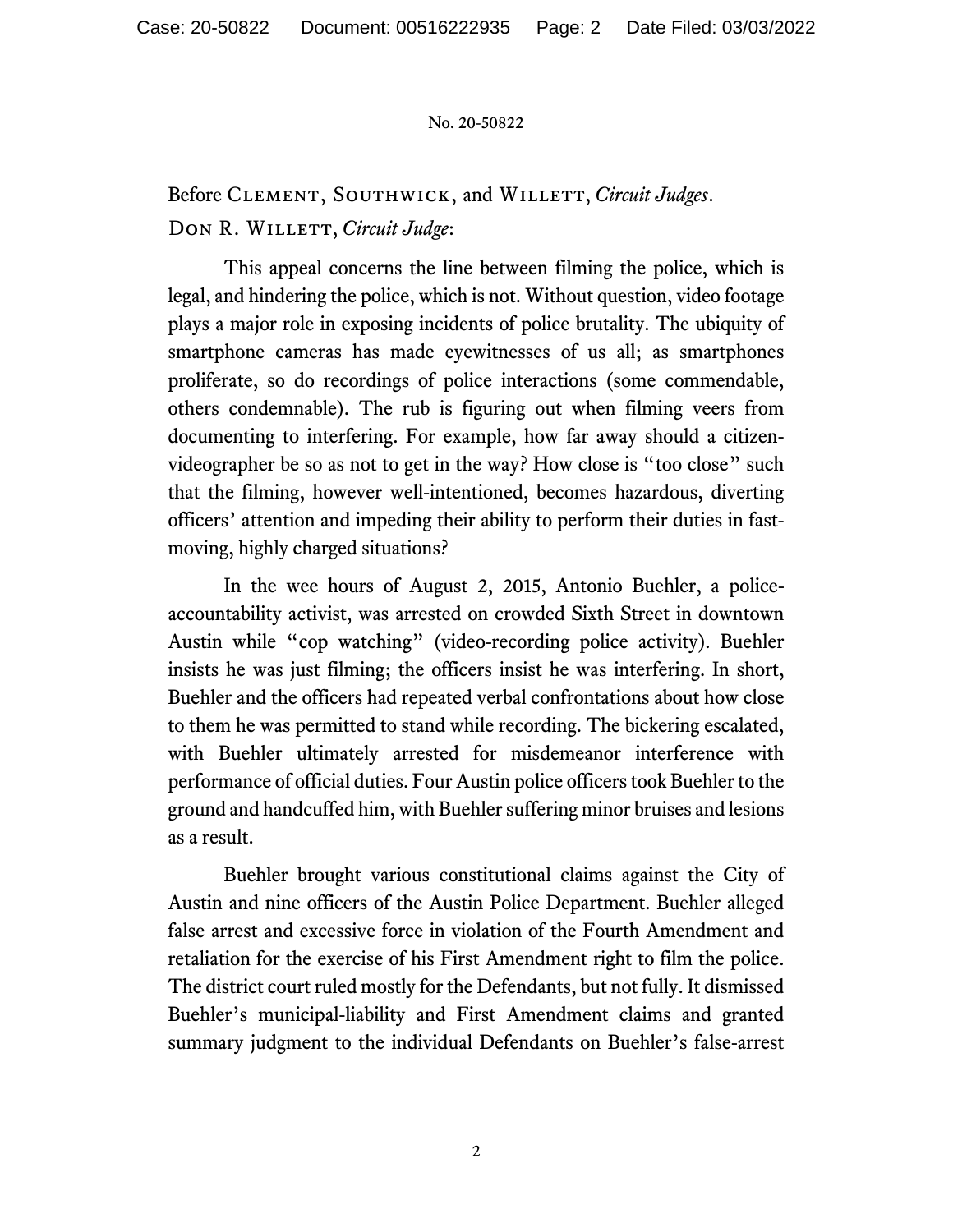No. 20-50822

Before Clement, Southwick, and Willett, *Circuit Judges*.

Don R. Willett, *Circuit Judge*:

This appeal concerns the line between filming the police, which is legal, and hindering the police, which is not. Without question, video footage plays a major role in exposing incidents of police brutality. The ubiquity of smartphone cameras has made eyewitnesses of us all; as smartphones proliferate, so do recordings of police interactions (some commendable, others condemnable). The rub is figuring out when filming veers from documenting to interfering. For example, how far away should a citizen-videographer be so as not to get in the way? How close is "too close" such that the filming, however well-intentioned, becomes hazardous, diverting officers' attention and impeding their ability to perform their duties in fast-moving, highly charged situations?

In the wee hours of August 2, 2015, Antonio Buehler, a police-accountability activist, was arrested on crowded Sixth Street in downtown Austin while "cop watching" (video-recording police activity). Buehler insists he was just filming; the officers insist he was interfering. In short, Buehler and the officers had repeated verbal confrontations about how close to them he was permitted to stand while recording. The bickering escalated, with Buehler ultimately arrested for misdemeanor interference with performance of official duties. Four Austin police officers took Buehler to the ground and handcuffed him, with Buehler suffering minor bruises and lesions as a result.

Buehler brought various constitutional claims against the City of Austin and nine officers of the Austin Police Department. Buehler alleged false arrest and excessive force in violation of the Fourth Amendment and retaliation for the exercise of his First Amendment right to film the police. The district court ruled mostly for the Defendants, but not fully. It dismissed Buehler's municipal-liability and First Amendment claims and granted summary judgment to the individual Defendants on Buehler's false-arrest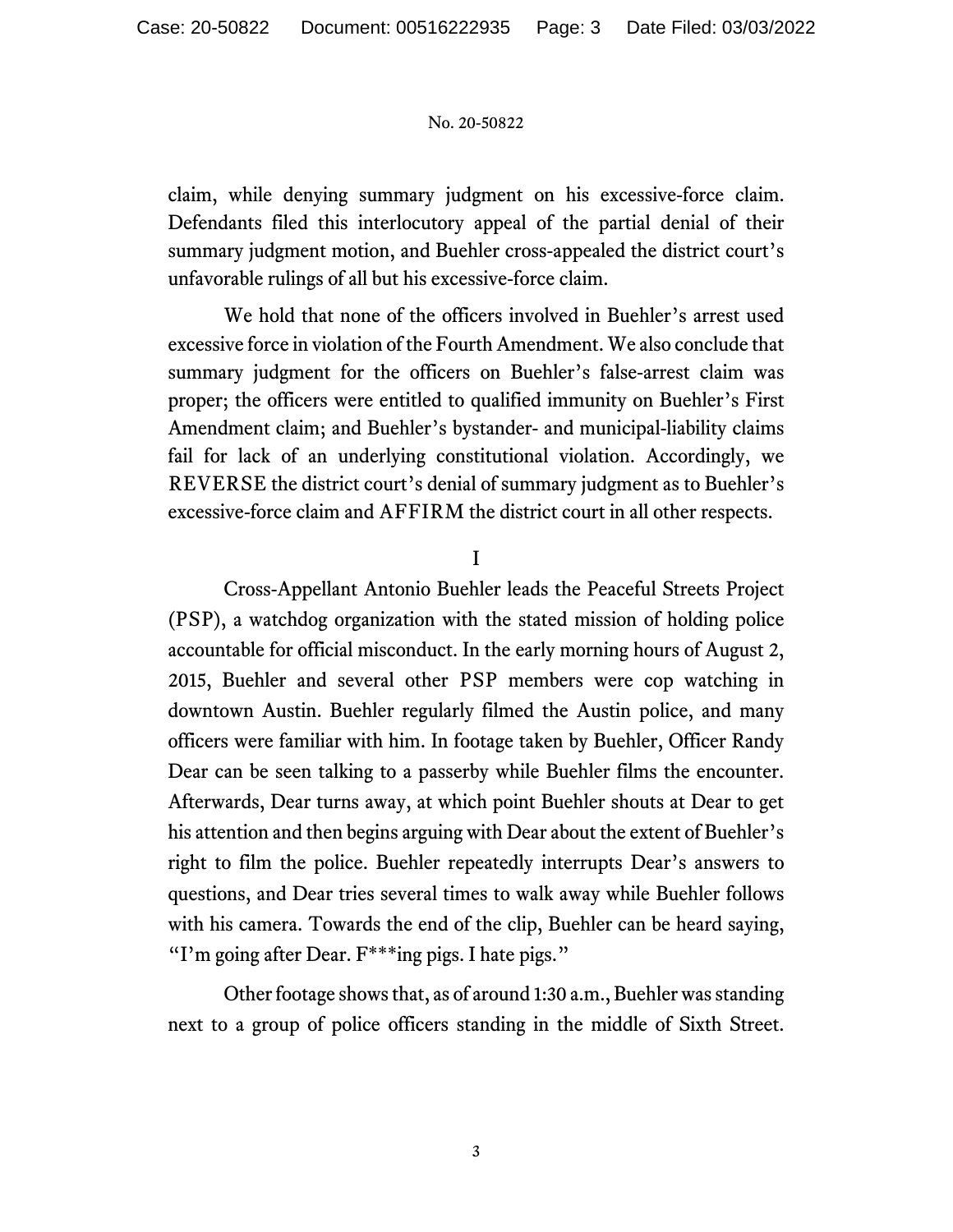claim, while denying summary judgment on his excessive-force claim. Defendants filed this interlocutory appeal of the partial denial of their summary judgment motion, and Buehler cross-appealed the district court's unfavorable rulings of all but his excessive-force claim.

We hold that none of the officers involved in Buehler's arrest used excessive force in violation of the Fourth Amendment. We also conclude that summary judgment for the officers on Buehler's false-arrest claim was proper; the officers were entitled to qualified immunity on Buehler's First Amendment claim; and Buehler's bystander- and municipal-liability claims fail for lack of an underlying constitutional violation. Accordingly, we REVERSE the district court's denial of summary judgment as to Buehler's excessive-force claim and AFFIRM the district court in all other respects.

## I

Cross-Appellant Antonio Buehler leads the Peaceful Streets Project (PSP), a watchdog organization with the stated mission of holding police accountable for official misconduct. In the early morning hours of August 2, 2015, Buehler and several other PSP members were cop watching in downtown Austin. Buehler regularly filmed the Austin police, and many officers were familiar with him. In footage taken by Buehler, Officer Randy Dear can be seen talking to a passerby while Buehler films the encounter. Afterwards, Dear turns away, at which point Buehler shouts at Dear to get his attention and then begins arguing with Dear about the extent of Buehler's right to film the police. Buehler repeatedly interrupts Dear's answers to questions, and Dear tries several times to walk away while Buehler follows with his camera. Towards the end of the clip, Buehler can be heard saying, "I'm going after Dear. F***ing pigs. I hate pigs."

Other footage shows that, as of around 1:30 a.m., Buehler was standing next to a group of police officers standing in the middle of Sixth Street.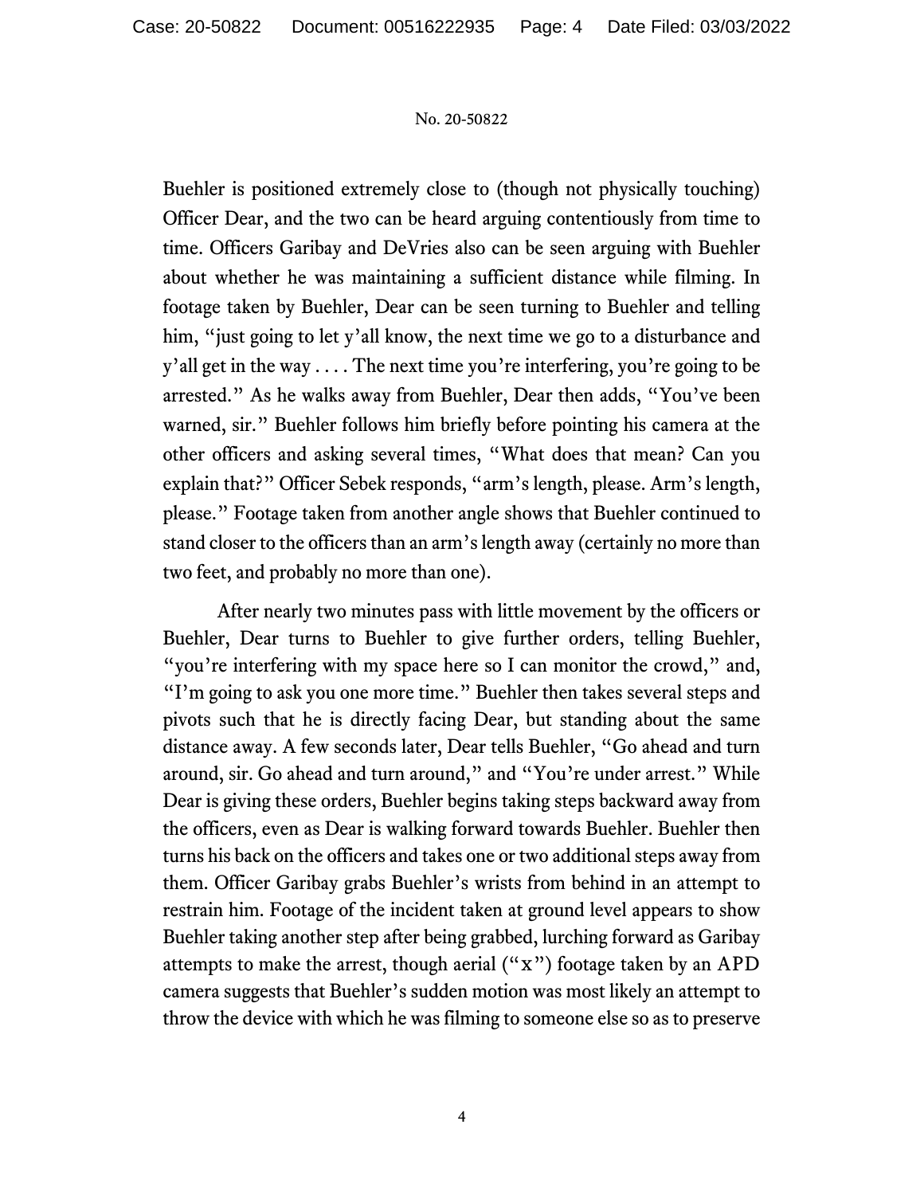Buehler is positioned extremely close to (though not physically touching) Officer Dear, and the two can be heard arguing contentiously from time to time. Officers Garibay and DeVries also can be seen arguing with Buehler about whether he was maintaining a sufficient distance while filming. In footage taken by Buehler, Dear can be seen turning to Buehler and telling him, "just going to let y'all know, the next time we go to a disturbance and y'all get in the way . . . . The next time you're interfering, you're going to be arrested." As he walks away from Buehler, Dear then adds, "You've been warned, sir." Buehler follows him briefly before pointing his camera at the other officers and asking several times, "What does that mean? Can you explain that?" Officer Sebek responds, "arm's length, please. Arm's length, please." Footage taken from another angle shows that Buehler continued to stand closer to the officers than an arm's length away (certainly no more than two feet, and probably no more than one).

After nearly two minutes pass with little movement by the officers or Buehler, Dear turns to Buehler to give further orders, telling Buehler, "you're interfering with my space here so I can monitor the crowd," and, "I'm going to ask you one more time." Buehler then takes several steps and pivots such that he is directly facing Dear, but standing about the same distance away. A few seconds later, Dear tells Buehler, "Go ahead and turn around, sir. Go ahead and turn around," and "You're under arrest." While Dear is giving these orders, Buehler begins taking steps backward away from the officers, even as Dear is walking forward towards Buehler. Buehler then turns his back on the officers and takes one or two additional steps away from them. Officer Garibay grabs Buehler's wrists from behind in an attempt to restrain him. Footage of the incident taken at ground level appears to show Buehler taking another step after being grabbed, lurching forward as Garibay attempts to make the arrest, though aerial ("x") footage taken by an APD camera suggests that Buehler's sudden motion was most likely an attempt to throw the device with which he was filming to someone else so as to preserve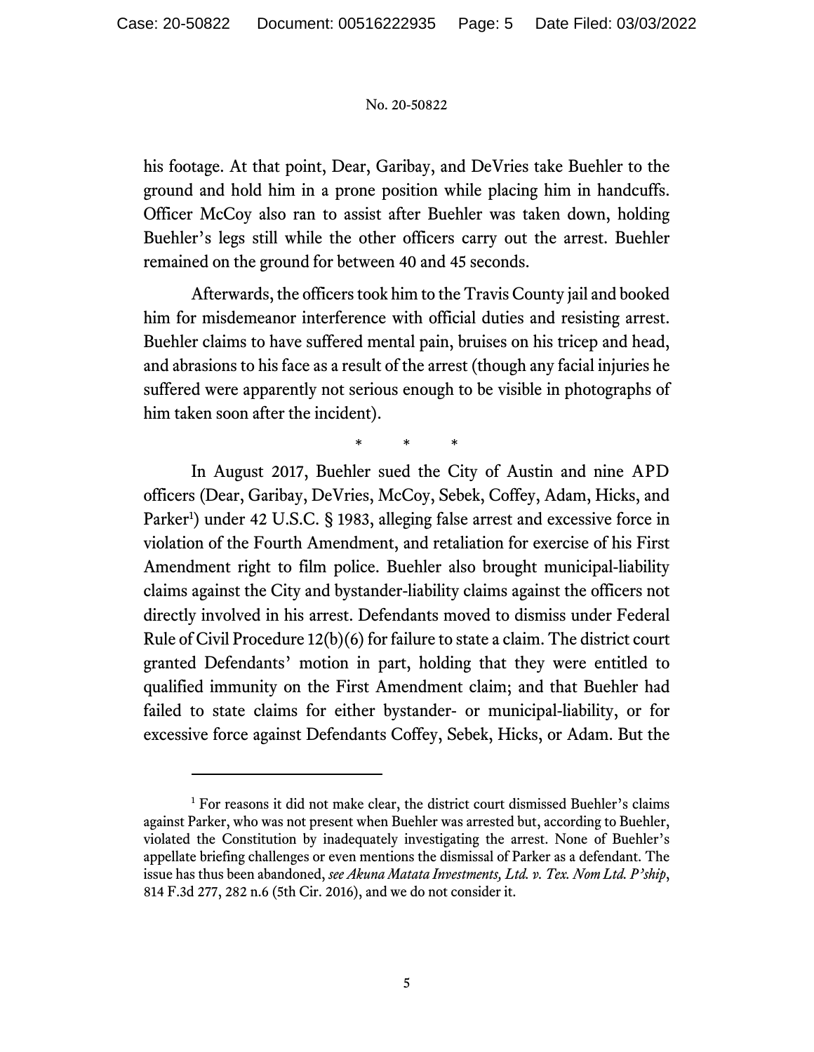his footage. At that point, Dear, Garibay, and DeVries take Buehler to the ground and hold him in a prone position while placing him in handcuffs. Officer McCoy also ran to assist after Buehler was taken down, holding Buehler's legs still while the other officers carry out the arrest. Buehler remained on the ground for between 40 and 45 seconds.

Afterwards, the officers took him to the Travis County jail and booked him for misdemeanor interference with official duties and resisting arrest. Buehler claims to have suffered mental pain, bruises on his tricep and head, and abrasions to his face as a result of the arrest (though any facial injuries he suffered were apparently not serious enough to be visible in photographs of him taken soon after the incident).

\* \* \*

In August 2017, Buehler sued the City of Austin and nine APD officers (Dear, Garibay, DeVries, McCoy, Sebek, Coffey, Adam, Hicks, and Parker[1]) under 42 U.S.C. § 1983, alleging false arrest and excessive force in violation of the Fourth Amendment, and retaliation for exercise of his First Amendment right to film police. Buehler also brought municipal-liability claims against the City and bystander-liability claims against the officers not directly involved in his arrest. Defendants moved to dismiss under Federal Rule of Civil Procedure 12(b)(6) for failure to state a claim. The district court granted Defendants' motion in part, holding that they were entitled to qualified immunity on the First Amendment claim; and that Buehler had failed to state claims for either bystander- or municipal-liability, or for excessive force against Defendants Coffey, Sebek, Hicks, or Adam. But the

---

[1] For reasons it did not make clear, the district court dismissed Buehler's claims against Parker, who was not present when Buehler was arrested but, according to Buehler, violated the Constitution by inadequately investigating the arrest. None of Buehler's appellate briefing challenges or even mentions the dismissal of Parker as a defendant. The issue has thus been abandoned, *see Akuna Matata Investments, Ltd. v. Tex. Nom Ltd. P'ship*, 814 F.3d 277, 282 n.6 (5th Cir. 2016), and we do not consider it.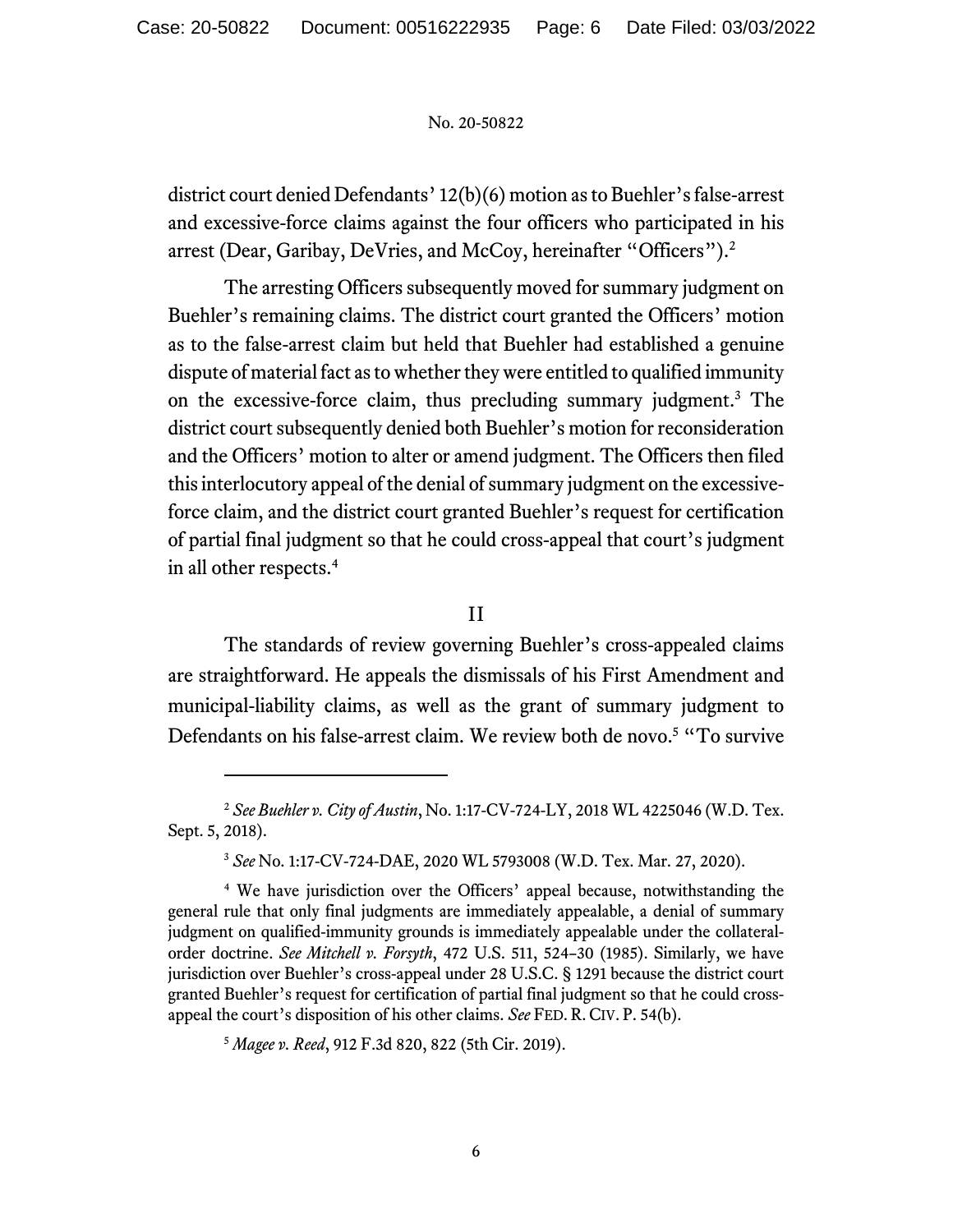district court denied Defendants' 12(b)(6) motion as to Buehler's false-arrest and excessive-force claims against the four officers who participated in his arrest (Dear, Garibay, DeVries, and McCoy, hereinafter "Officers").[2]

The arresting Officers subsequently moved for summary judgment on Buehler's remaining claims. The district court granted the Officers' motion as to the false-arrest claim but held that Buehler had established a genuine dispute of material fact as to whether they were entitled to qualified immunity on the excessive-force claim, thus precluding summary judgment.[3] The district court subsequently denied both Buehler's motion for reconsideration and the Officers' motion to alter or amend judgment. The Officers then filed this interlocutory appeal of the denial of summary judgment on the excessive-force claim, and the district court granted Buehler's request for certification of partial final judgment so that he could cross-appeal that court's judgment in all other respects.[4]

## II

The standards of review governing Buehler's cross-appealed claims are straightforward. He appeals the dismissals of his First Amendment and municipal-liability claims, as well as the grant of summary judgment to Defendants on his false-arrest claim. We review both de novo.[5] "To survive

---

[2] *See Buehler v. City of Austin*, No. 1:17-CV-724-LY, 2018 WL 4225046 (W.D. Tex. Sept. 5, 2018).

[3] *See* No. 1:17-CV-724-DAE, 2020 WL 5793008 (W.D. Tex. Mar. 27, 2020).

[4] We have jurisdiction over the Officers' appeal because, notwithstanding the general rule that only final judgments are immediately appealable, a denial of summary judgment on qualified-immunity grounds is immediately appealable under the collateral-order doctrine. *See Mitchell v. Forsyth*, 472 U.S. 511, 524–30 (1985). Similarly, we have jurisdiction over Buehler's cross-appeal under 28 U.S.C. § 1291 because the district court granted Buehler's request for certification of partial final judgment so that he could cross-appeal the court's disposition of his other claims. *See* FED. R. CIV. P. 54(b).

[5] *Magee v. Reed*, 912 F.3d 820, 822 (5th Cir. 2019).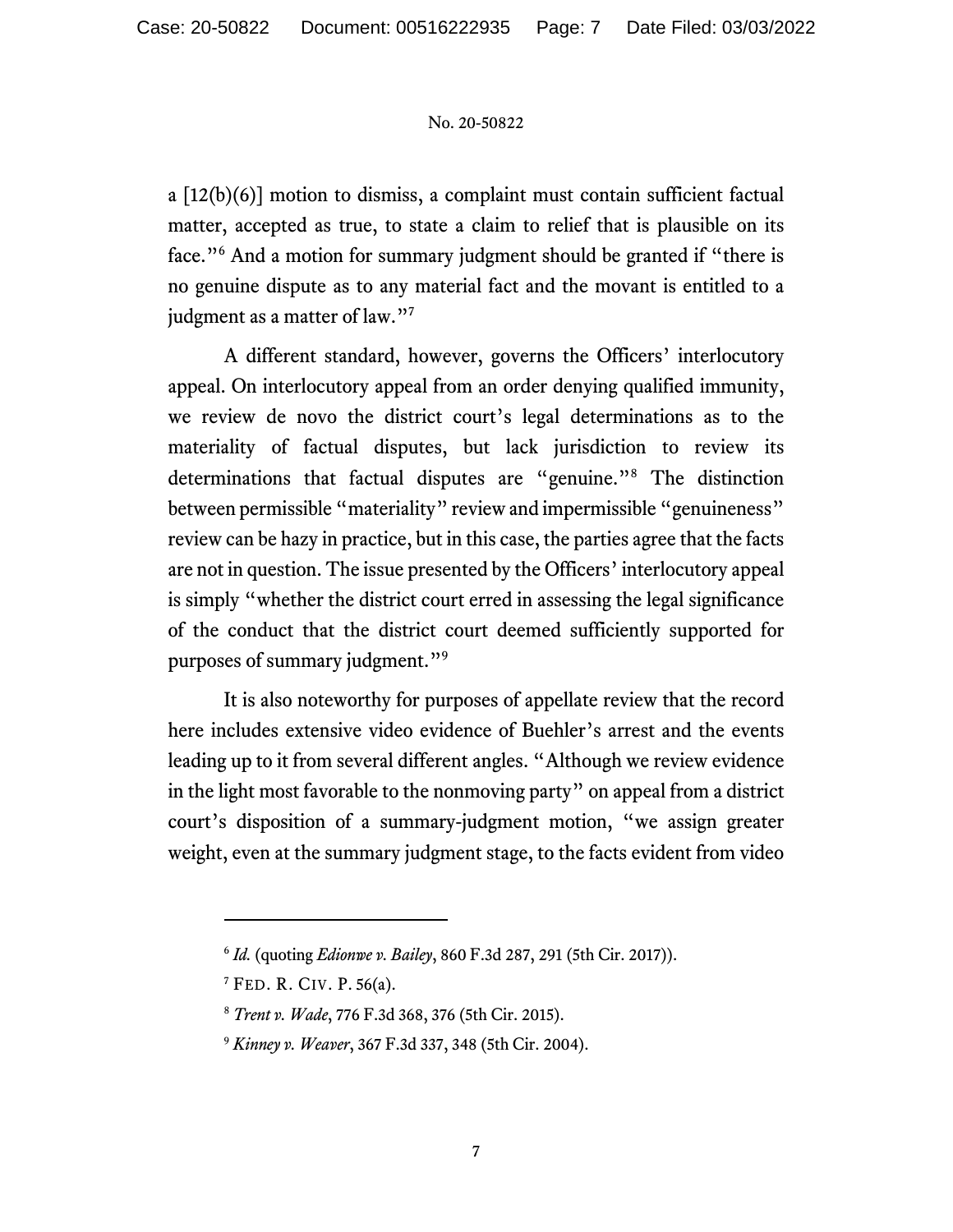a [12(b)(6)] motion to dismiss, a complaint must contain sufficient factual matter, accepted as true, to state a claim to relief that is plausible on its face."[6] And a motion for summary judgment should be granted if "there is no genuine dispute as to any material fact and the movant is entitled to a judgment as a matter of law."[7]

A different standard, however, governs the Officers' interlocutory appeal. On interlocutory appeal from an order denying qualified immunity, we review de novo the district court's legal determinations as to the materiality of factual disputes, but lack jurisdiction to review its determinations that factual disputes are "genuine."[8] The distinction between permissible "materiality" review and impermissible "genuineness" review can be hazy in practice, but in this case, the parties agree that the facts are not in question. The issue presented by the Officers' interlocutory appeal is simply "whether the district court erred in assessing the legal significance of the conduct that the district court deemed sufficiently supported for purposes of summary judgment."[9]

It is also noteworthy for purposes of appellate review that the record here includes extensive video evidence of Buehler's arrest and the events leading up to it from several different angles. "Although we review evidence in the light most favorable to the nonmoving party" on appeal from a district court's disposition of a summary-judgment motion, "we assign greater weight, even at the summary judgment stage, to the facts evident from video

---

[6] *Id.* (quoting *Edionwe v. Bailey*, 860 F.3d 287, 291 (5th Cir. 2017)).

[7] FED. R. CIV. P. 56(a).

[8] *Trent v. Wade*, 776 F.3d 368, 376 (5th Cir. 2015).

[9] *Kinney v. Weaver*, 367 F.3d 337, 348 (5th Cir. 2004).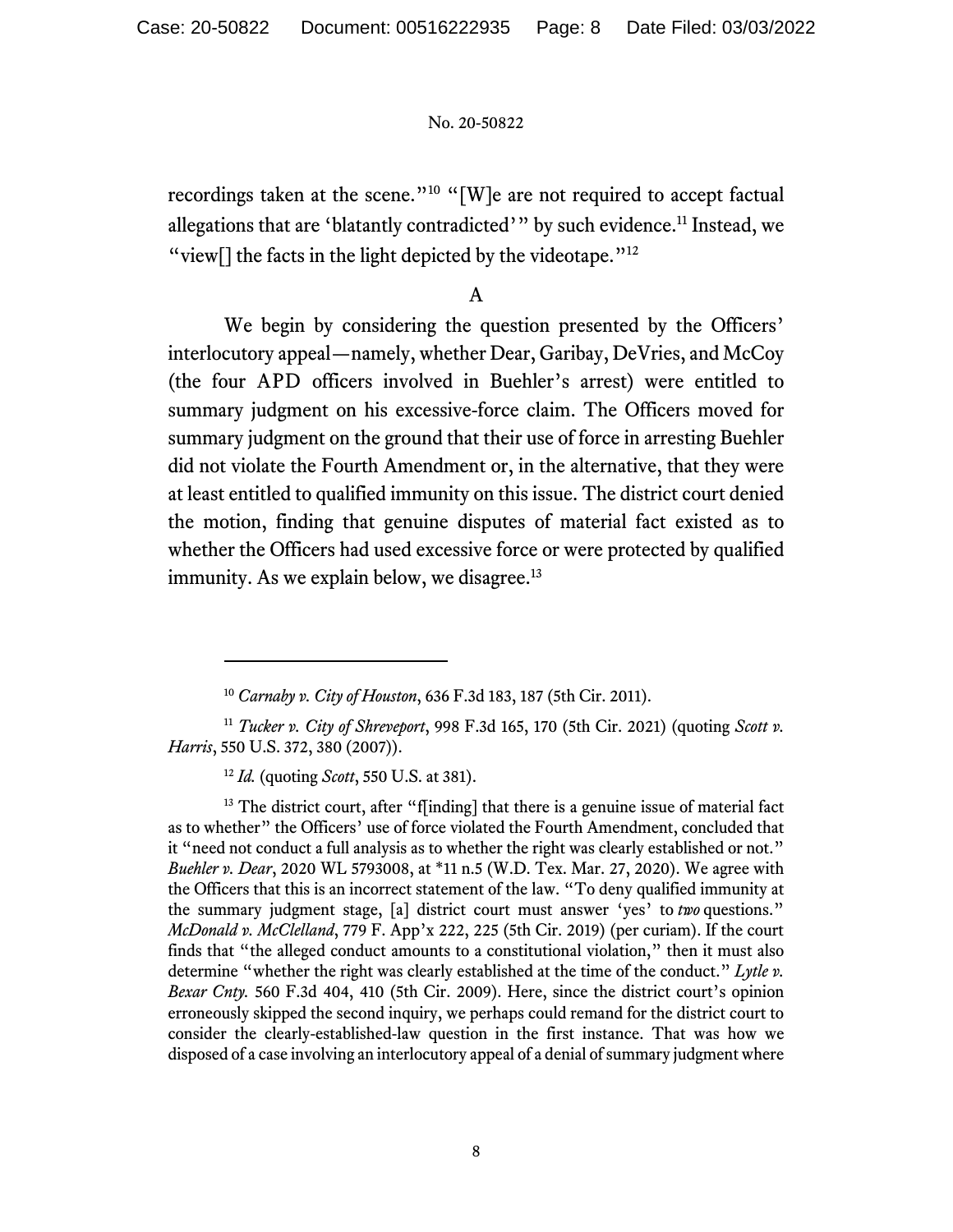recordings taken at the scene."[10] "[W]e are not required to accept factual allegations that are 'blatantly contradicted'" by such evidence.[11] Instead, we "view[] the facts in the light depicted by the videotape."[12]

### A

We begin by considering the question presented by the Officers' interlocutory appeal—namely, whether Dear, Garibay, DeVries, and McCoy (the four APD officers involved in Buehler's arrest) were entitled to summary judgment on his excessive-force claim. The Officers moved for summary judgment on the ground that their use of force in arresting Buehler did not violate the Fourth Amendment or, in the alternative, that they were at least entitled to qualified immunity on this issue. The district court denied the motion, finding that genuine disputes of material fact existed as to whether the Officers had used excessive force or were protected by qualified immunity. As we explain below, we disagree.[13]

---

[10] *Carnaby v. City of Houston*, 636 F.3d 183, 187 (5th Cir. 2011).

[11] *Tucker v. City of Shreveport*, 998 F.3d 165, 170 (5th Cir. 2021) (quoting *Scott v. Harris*, 550 U.S. 372, 380 (2007)).

[12] *Id.* (quoting *Scott*, 550 U.S. at 381).

[13] The district court, after "f[inding] that there is a genuine issue of material fact as to whether" the Officers' use of force violated the Fourth Amendment, concluded that it "need not conduct a full analysis as to whether the right was clearly established or not." *Buehler v. Dear*, 2020 WL 5793008, at *11 n.5 (W.D. Tex. Mar. 27, 2020). We agree with the Officers that this is an incorrect statement of the law. "To deny qualified immunity at the summary judgment stage, [a] district court must answer 'yes' to *two* questions." *McDonald v. McClelland*, 779 F. App'x 222, 225 (5th Cir. 2019) (per curiam). If the court finds that "the alleged conduct amounts to a constitutional violation," then it must also determine "whether the right was clearly established at the time of the conduct." *Lytle v. Bexar Cnty.* 560 F.3d 404, 410 (5th Cir. 2009). Here, since the district court's opinion erroneously skipped the second inquiry, we perhaps could remand for the district court to consider the clearly-established-law question in the first instance. That was how we disposed of a case involving an interlocutory appeal of a denial of summary judgment where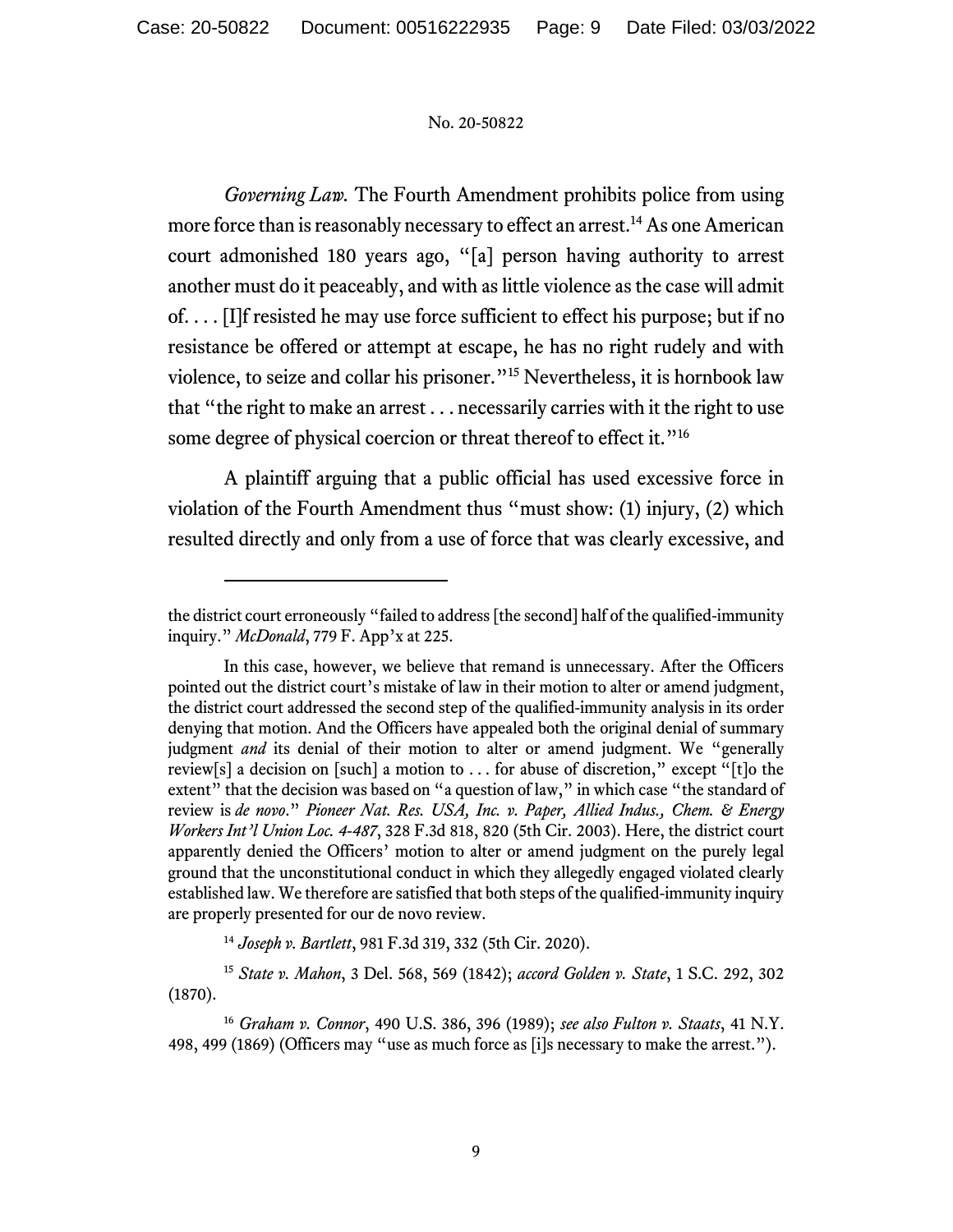*Governing Law.* The Fourth Amendment prohibits police from using more force than is reasonably necessary to effect an arrest.[14] As one American court admonished 180 years ago, "[a] person having authority to arrest another must do it peaceably, and with as little violence as the case will admit of. . . . [I]f resisted he may use force sufficient to effect his purpose; but if no resistance be offered or attempt at escape, he has no right rudely and with violence, to seize and collar his prisoner."[15] Nevertheless, it is hornbook law that "the right to make an arrest . . . necessarily carries with it the right to use some degree of physical coercion or threat thereof to effect it."[16]

A plaintiff arguing that a public official has used excessive force in violation of the Fourth Amendment thus "must show: (1) injury, (2) which resulted directly and only from a use of force that was clearly excessive, and

---

the district court erroneously "failed to address [the second] half of the qualified-immunity inquiry." *McDonald*, 779 F. App'x at 225.

In this case, however, we believe that remand is unnecessary. After the Officers pointed out the district court's mistake of law in their motion to alter or amend judgment, the district court addressed the second step of the qualified-immunity analysis in its order denying that motion. And the Officers have appealed both the original denial of summary judgment *and* its denial of their motion to alter or amend judgment. We "generally review[s] a decision on [such] a motion to . . . for abuse of discretion," except "[t]o the extent" that the decision was based on "a question of law," in which case "the standard of review is *de novo*." *Pioneer Nat. Res. USA, Inc. v. Paper, Allied Indus., Chem. & Energy Workers Int'l Union Loc. 4-487*, 328 F.3d 818, 820 (5th Cir. 2003). Here, the district court apparently denied the Officers' motion to alter or amend judgment on the purely legal ground that the unconstitutional conduct in which they allegedly engaged violated clearly established law. We therefore are satisfied that both steps of the qualified-immunity inquiry are properly presented for our de novo review.

[14] *Joseph v. Bartlett*, 981 F.3d 319, 332 (5th Cir. 2020).

[15] *State v. Mahon*, 3 Del. 568, 569 (1842); *accord Golden v. State*, 1 S.C. 292, 302 (1870).

[16] *Graham v. Connor*, 490 U.S. 386, 396 (1989); *see also Fulton v. Staats*, 41 N.Y. 498, 499 (1869) (Officers may "use as much force as [i]s necessary to make the arrest.").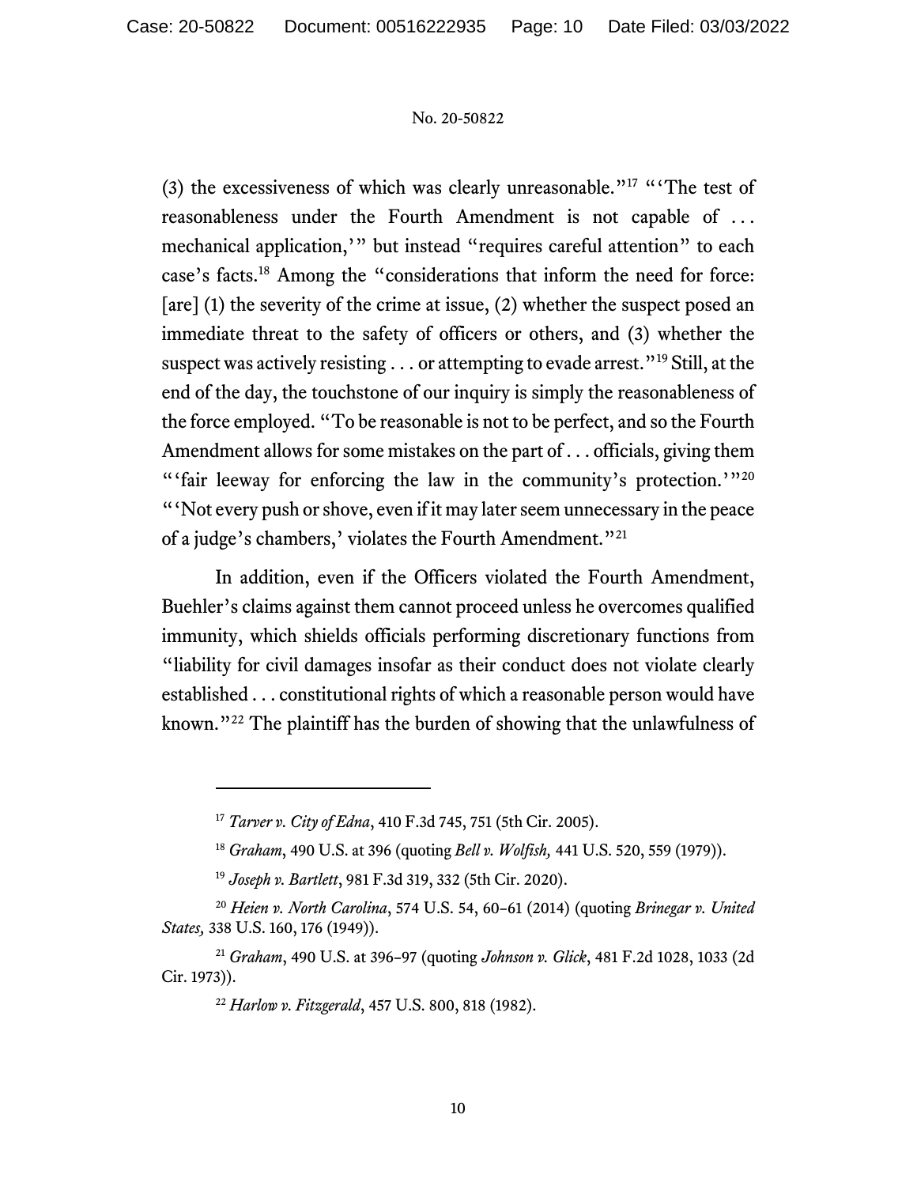(3) the excessiveness of which was clearly unreasonable."[17] "'The test of reasonableness under the Fourth Amendment is not capable of . . . mechanical application,'" but instead "requires careful attention" to each case's facts.[18] Among the "considerations that inform the need for force: [are] (1) the severity of the crime at issue, (2) whether the suspect posed an immediate threat to the safety of officers or others, and (3) whether the suspect was actively resisting . . . or attempting to evade arrest."[19] Still, at the end of the day, the touchstone of our inquiry is simply the reasonableness of the force employed. "To be reasonable is not to be perfect, and so the Fourth Amendment allows for some mistakes on the part of . . . officials, giving them "'fair leeway for enforcing the law in the community's protection.'"[20] "'Not every push or shove, even if it may later seem unnecessary in the peace of a judge's chambers,' violates the Fourth Amendment."[21]

In addition, even if the Officers violated the Fourth Amendment, Buehler's claims against them cannot proceed unless he overcomes qualified immunity, which shields officials performing discretionary functions from "liability for civil damages insofar as their conduct does not violate clearly established . . . constitutional rights of which a reasonable person would have known."[22] The plaintiff has the burden of showing that the unlawfulness of

---

[17] *Tarver v. City of Edna*, 410 F.3d 745, 751 (5th Cir. 2005).

[18] *Graham*, 490 U.S. at 396 (quoting *Bell v. Wolfish,* 441 U.S. 520, 559 (1979)).

[19] *Joseph v. Bartlett*, 981 F.3d 319, 332 (5th Cir. 2020).

[20] *Heien v. North Carolina*, 574 U.S. 54, 60–61 (2014) (quoting *Brinegar v. United States,* 338 U.S. 160, 176 (1949)).

[21] *Graham*, 490 U.S. at 396–97 (quoting *Johnson v. Glick*, 481 F.2d 1028, 1033 (2d Cir. 1973)).

[22] *Harlow v. Fitzgerald*, 457 U.S. 800, 818 (1982).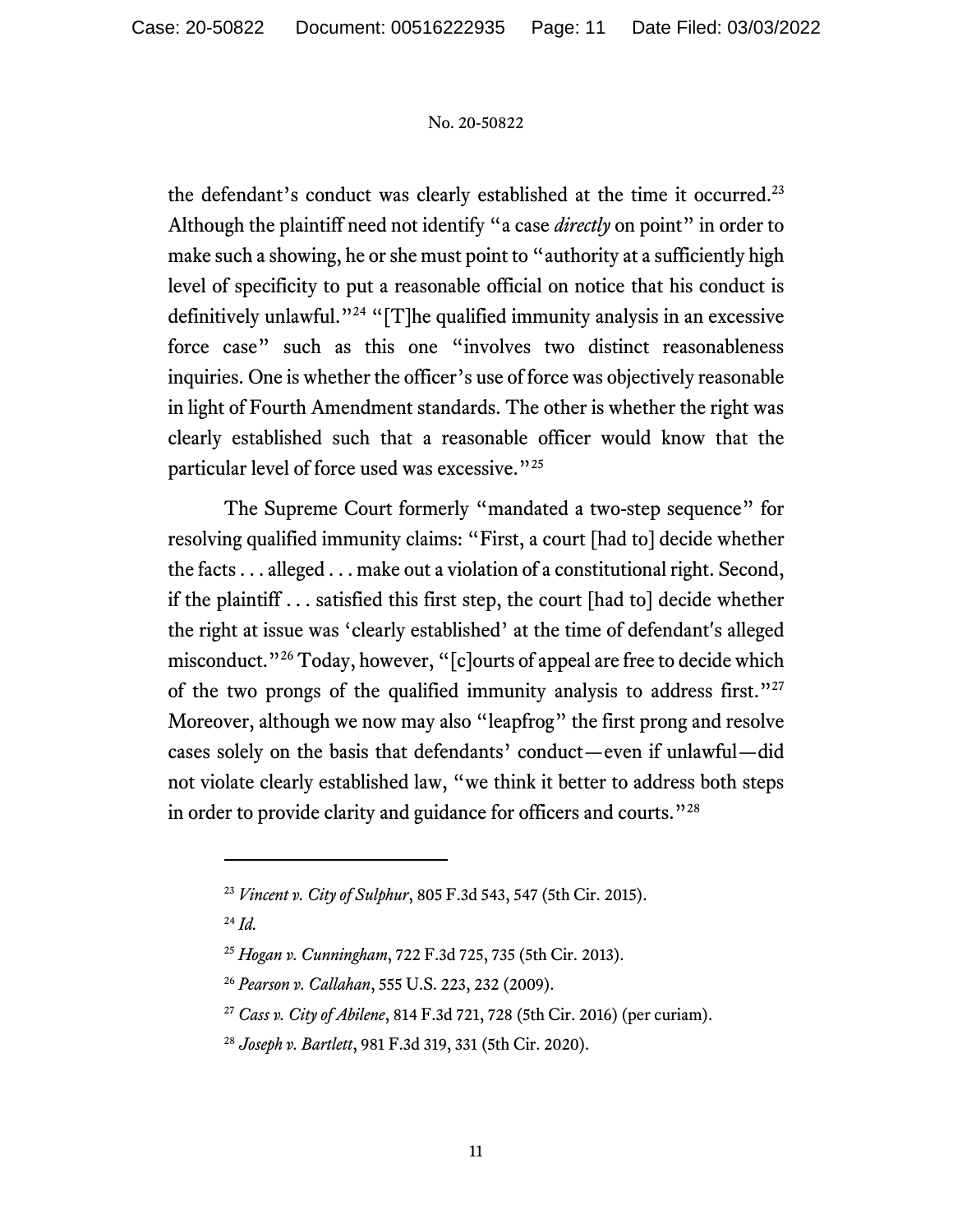the defendant's conduct was clearly established at the time it occurred.[23] Although the plaintiff need not identify "a case *directly* on point" in order to make such a showing, he or she must point to "authority at a sufficiently high level of specificity to put a reasonable official on notice that his conduct is definitively unlawful."[24] "[T]he qualified immunity analysis in an excessive force case" such as this one "involves two distinct reasonableness inquiries. One is whether the officer's use of force was objectively reasonable in light of Fourth Amendment standards. The other is whether the right was clearly established such that a reasonable officer would know that the particular level of force used was excessive."[25]

The Supreme Court formerly "mandated a two-step sequence" for resolving qualified immunity claims: "First, a court [had to] decide whether the facts . . . alleged . . . make out a violation of a constitutional right. Second, if the plaintiff . . . satisfied this first step, the court [had to] decide whether the right at issue was 'clearly established' at the time of defendant's alleged misconduct."[26] Today, however, "[c]ourts of appeal are free to decide which of the two prongs of the qualified immunity analysis to address first."[27] Moreover, although we now may also "leapfrog" the first prong and resolve cases solely on the basis that defendants' conduct—even if unlawful—did not violate clearly established law, "we think it better to address both steps in order to provide clarity and guidance for officers and courts."[28]

---

[23] *Vincent v. City of Sulphur*, 805 F.3d 543, 547 (5th Cir. 2015).

[24] *Id.*

[25] *Hogan v. Cunningham*, 722 F.3d 725, 735 (5th Cir. 2013).

[26] *Pearson v. Callahan*, 555 U.S. 223, 232 (2009).

[27] *Cass v. City of Abilene*, 814 F.3d 721, 728 (5th Cir. 2016) (per curiam).

[28] *Joseph v. Bartlett*, 981 F.3d 319, 331 (5th Cir. 2020).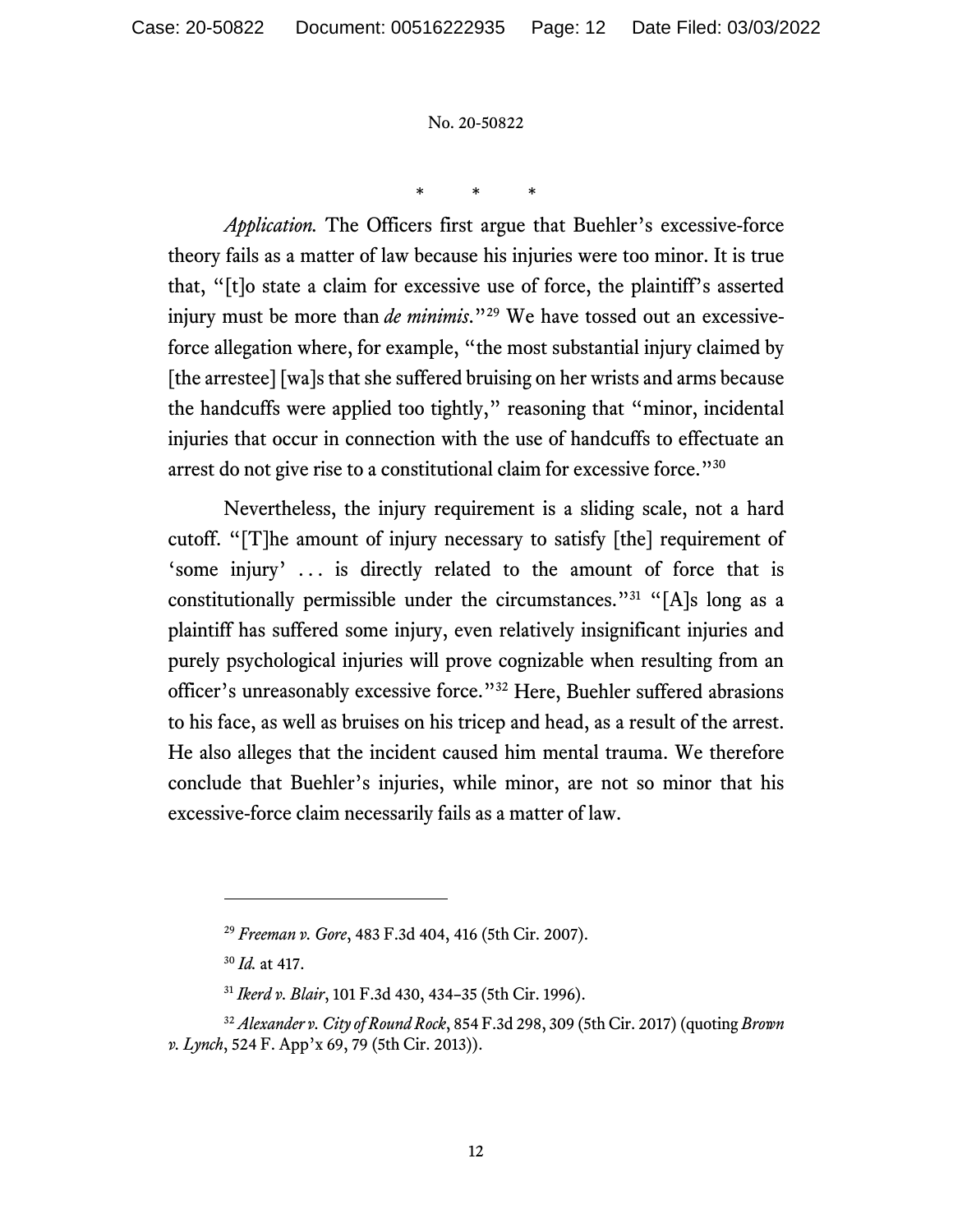\*   \*   \*

*Application.* The Officers first argue that Buehler's excessive-force theory fails as a matter of law because his injuries were too minor. It is true that, "[t]o state a claim for excessive use of force, the plaintiff's asserted injury must be more than *de minimis*."[29] We have tossed out an excessive-force allegation where, for example, "the most substantial injury claimed by [the arrestee] [wa]s that she suffered bruising on her wrists and arms because the handcuffs were applied too tightly," reasoning that "minor, incidental injuries that occur in connection with the use of handcuffs to effectuate an arrest do not give rise to a constitutional claim for excessive force."[30]

Nevertheless, the injury requirement is a sliding scale, not a hard cutoff. "[T]he amount of injury necessary to satisfy [the] requirement of 'some injury' . . . is directly related to the amount of force that is constitutionally permissible under the circumstances."[31] "[A]s long as a plaintiff has suffered some injury, even relatively insignificant injuries and purely psychological injuries will prove cognizable when resulting from an officer's unreasonably excessive force."[32] Here, Buehler suffered abrasions to his face, as well as bruises on his tricep and head, as a result of the arrest. He also alleges that the incident caused him mental trauma. We therefore conclude that Buehler's injuries, while minor, are not so minor that his excessive-force claim necessarily fails as a matter of law.

---

[29] *Freeman v. Gore*, 483 F.3d 404, 416 (5th Cir. 2007).

[30] *Id.* at 417.

[31] *Ikerd v. Blair*, 101 F.3d 430, 434–35 (5th Cir. 1996).

[32] *Alexander v. City of Round Rock*, 854 F.3d 298, 309 (5th Cir. 2017) (quoting *Brown v. Lynch*, 524 F. App'x 69, 79 (5th Cir. 2013)).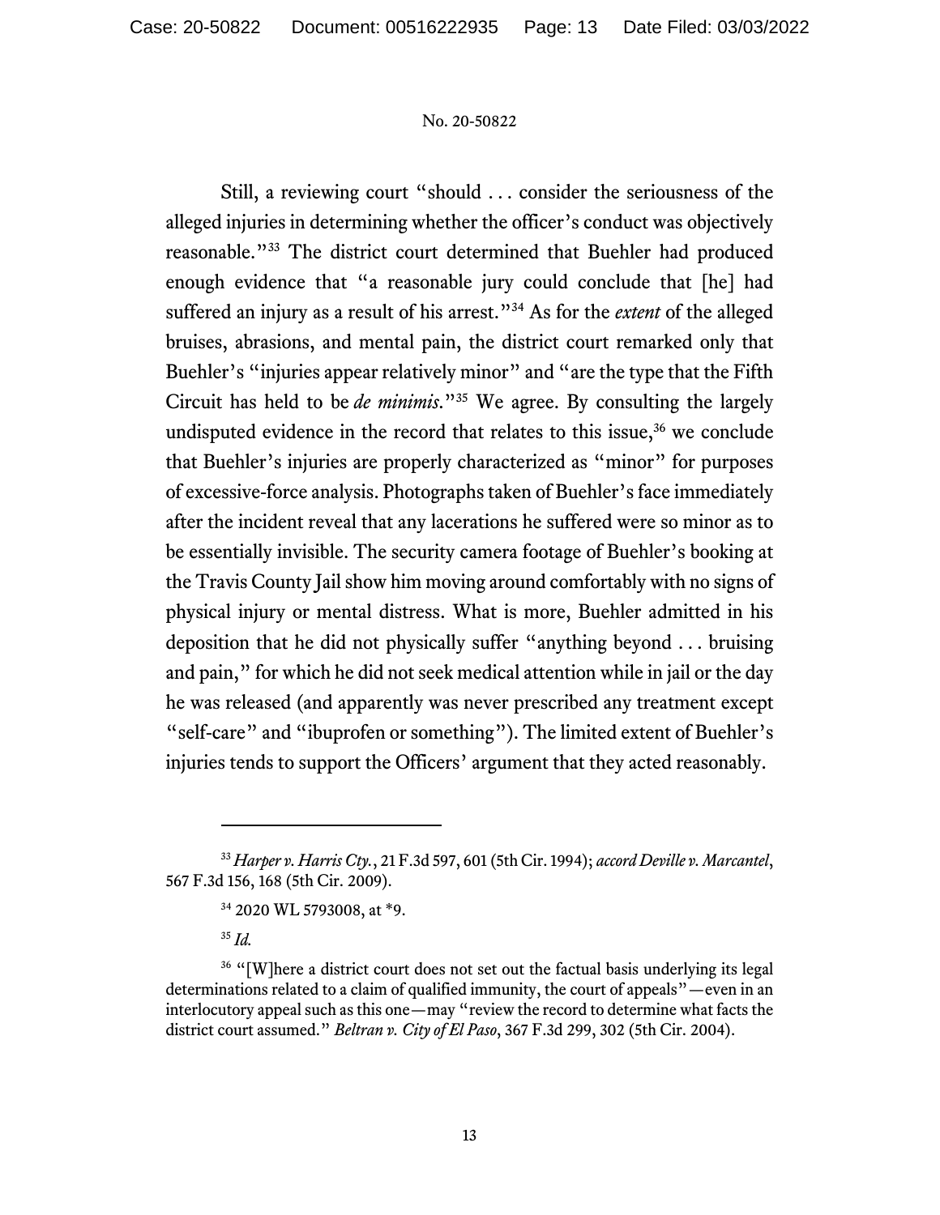Still, a reviewing court "should . . . consider the seriousness of the alleged injuries in determining whether the officer's conduct was objectively reasonable."[33] The district court determined that Buehler had produced enough evidence that "a reasonable jury could conclude that [he] had suffered an injury as a result of his arrest."[34] As for the *extent* of the alleged bruises, abrasions, and mental pain, the district court remarked only that Buehler's "injuries appear relatively minor" and "are the type that the Fifth Circuit has held to be *de minimis*."[35] We agree. By consulting the largely undisputed evidence in the record that relates to this issue,[36] we conclude that Buehler's injuries are properly characterized as "minor" for purposes of excessive-force analysis. Photographs taken of Buehler's face immediately after the incident reveal that any lacerations he suffered were so minor as to be essentially invisible. The security camera footage of Buehler's booking at the Travis County Jail show him moving around comfortably with no signs of physical injury or mental distress. What is more, Buehler admitted in his deposition that he did not physically suffer "anything beyond . . . bruising and pain," for which he did not seek medical attention while in jail or the day he was released (and apparently was never prescribed any treatment except "self-care" and "ibuprofen or something"). The limited extent of Buehler's injuries tends to support the Officers' argument that they acted reasonably.

---

[33] *Harper v. Harris Cty.*, 21 F.3d 597, 601 (5th Cir. 1994); *accord Deville v. Marcantel*, 567 F.3d 156, 168 (5th Cir. 2009).

[34] 2020 WL 5793008, at *9.

[35] *Id.*

[36] "[W]here a district court does not set out the factual basis underlying its legal determinations related to a claim of qualified immunity, the court of appeals"—even in an interlocutory appeal such as this one—may "review the record to determine what facts the district court assumed." *Beltran v. City of El Paso*, 367 F.3d 299, 302 (5th Cir. 2004).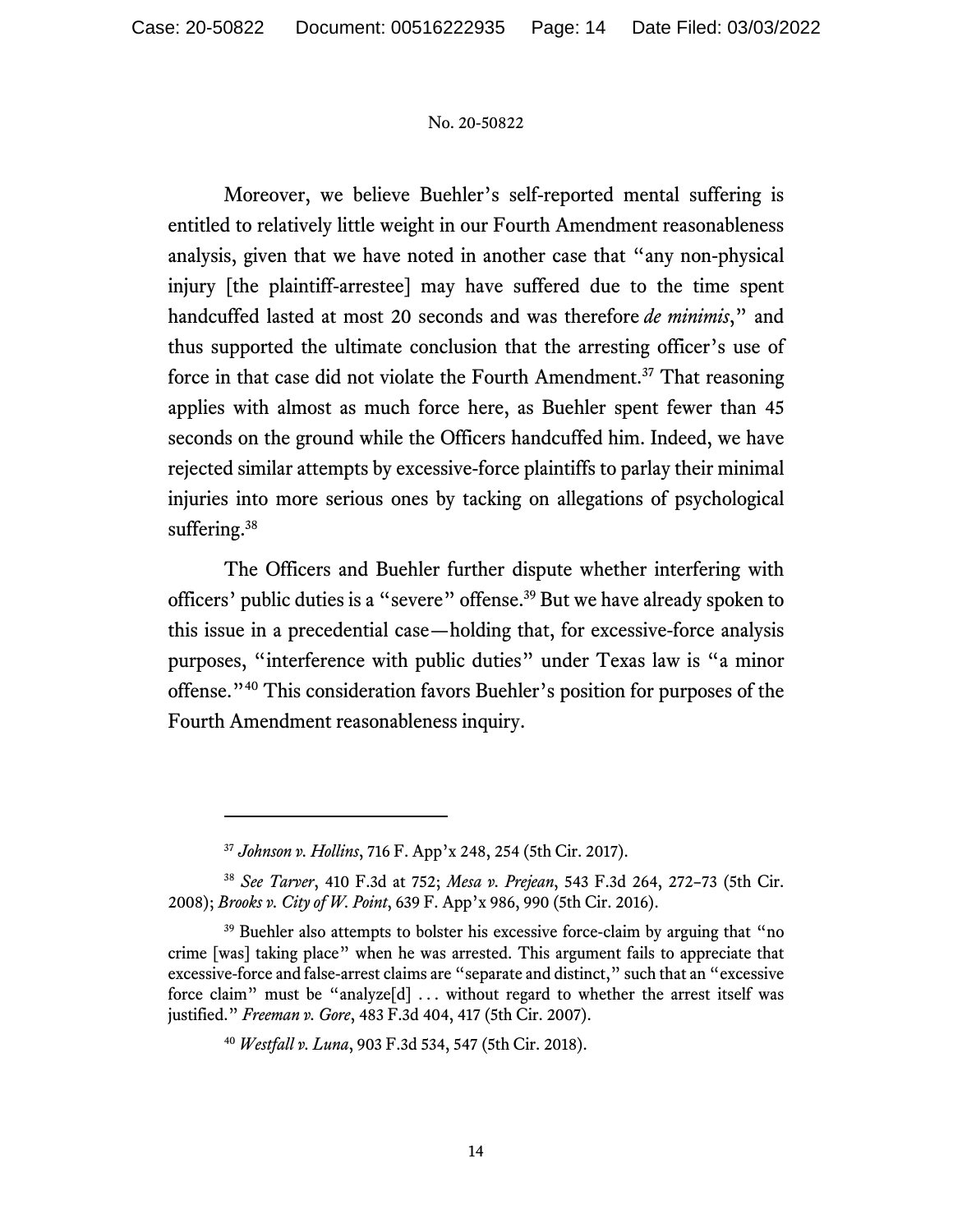Moreover, we believe Buehler's self-reported mental suffering is entitled to relatively little weight in our Fourth Amendment reasonableness analysis, given that we have noted in another case that "any non-physical injury [the plaintiff-arrestee] may have suffered due to the time spent handcuffed lasted at most 20 seconds and was therefore *de minimis*," and thus supported the ultimate conclusion that the arresting officer's use of force in that case did not violate the Fourth Amendment.[37] That reasoning applies with almost as much force here, as Buehler spent fewer than 45 seconds on the ground while the Officers handcuffed him. Indeed, we have rejected similar attempts by excessive-force plaintiffs to parlay their minimal injuries into more serious ones by tacking on allegations of psychological suffering.[38]

The Officers and Buehler further dispute whether interfering with officers' public duties is a "severe" offense.[39] But we have already spoken to this issue in a precedential case—holding that, for excessive-force analysis purposes, "interference with public duties" under Texas law is "a minor offense."[40] This consideration favors Buehler's position for purposes of the Fourth Amendment reasonableness inquiry.

---

[37] *Johnson v. Hollins*, 716 F. App'x 248, 254 (5th Cir. 2017).

[38] *See Tarver*, 410 F.3d at 752; *Mesa v. Prejean*, 543 F.3d 264, 272–73 (5th Cir. 2008); *Brooks v. City of W. Point*, 639 F. App'x 986, 990 (5th Cir. 2016).

[39] Buehler also attempts to bolster his excessive force-claim by arguing that "no crime [was] taking place" when he was arrested. This argument fails to appreciate that excessive-force and false-arrest claims are "separate and distinct," such that an "excessive force claim" must be "analyze[d] . . . without regard to whether the arrest itself was justified." *Freeman v. Gore*, 483 F.3d 404, 417 (5th Cir. 2007).

[40] *Westfall v. Luna*, 903 F.3d 534, 547 (5th Cir. 2018).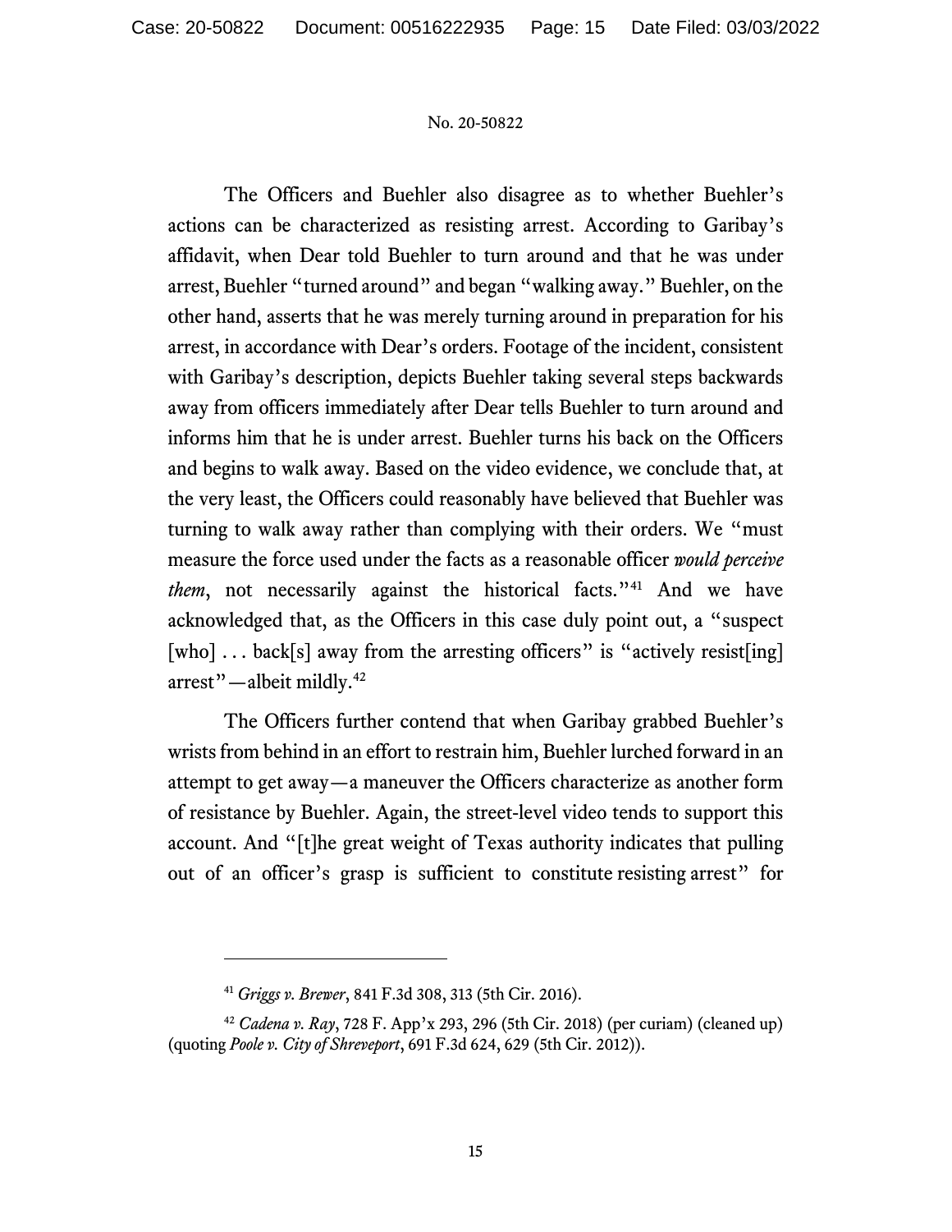The Officers and Buehler also disagree as to whether Buehler's actions can be characterized as resisting arrest. According to Garibay's affidavit, when Dear told Buehler to turn around and that he was under arrest, Buehler "turned around" and began "walking away." Buehler, on the other hand, asserts that he was merely turning around in preparation for his arrest, in accordance with Dear's orders. Footage of the incident, consistent with Garibay's description, depicts Buehler taking several steps backwards away from officers immediately after Dear tells Buehler to turn around and informs him that he is under arrest. Buehler turns his back on the Officers and begins to walk away. Based on the video evidence, we conclude that, at the very least, the Officers could reasonably have believed that Buehler was turning to walk away rather than complying with their orders. We "must measure the force used under the facts as a reasonable officer *would perceive them*, not necessarily against the historical facts."[41] And we have acknowledged that, as the Officers in this case duly point out, a "suspect [who] . . . back[s] away from the arresting officers" is "actively resist[ing] arrest"—albeit mildly.[42]

The Officers further contend that when Garibay grabbed Buehler's wrists from behind in an effort to restrain him, Buehler lurched forward in an attempt to get away—a maneuver the Officers characterize as another form of resistance by Buehler. Again, the street-level video tends to support this account. And "[t]he great weight of Texas authority indicates that pulling out of an officer's grasp is sufficient to constitute resisting arrest" for

---

[41] *Griggs v. Brewer*, 841 F.3d 308, 313 (5th Cir. 2016).

[42] *Cadena v. Ray*, 728 F. App'x 293, 296 (5th Cir. 2018) (per curiam) (cleaned up) (quoting *Poole v. City of Shreveport*, 691 F.3d 624, 629 (5th Cir. 2012)).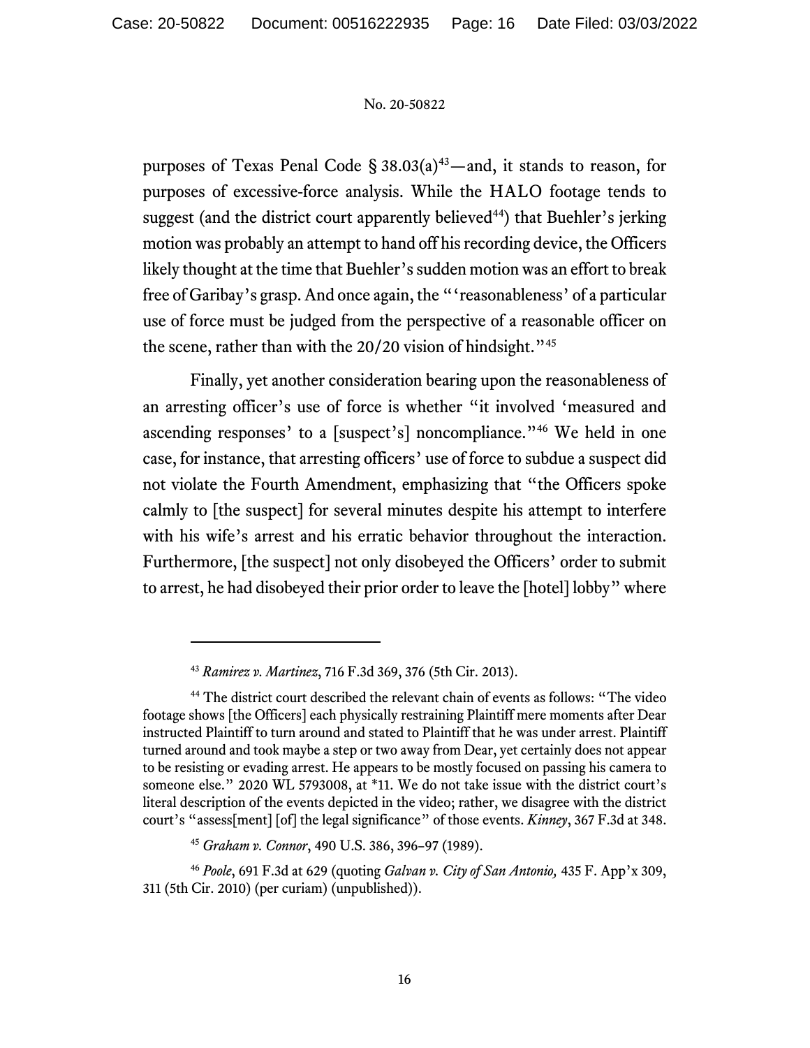purposes of Texas Penal Code § 38.03(a)[43]—and, it stands to reason, for purposes of excessive-force analysis. While the HALO footage tends to suggest (and the district court apparently believed[44]) that Buehler's jerking motion was probably an attempt to hand off his recording device, the Officers likely thought at the time that Buehler's sudden motion was an effort to break free of Garibay's grasp. And once again, the "'reasonableness' of a particular use of force must be judged from the perspective of a reasonable officer on the scene, rather than with the 20/20 vision of hindsight."[45]

Finally, yet another consideration bearing upon the reasonableness of an arresting officer's use of force is whether "it involved 'measured and ascending responses' to a [suspect's] noncompliance."[46] We held in one case, for instance, that arresting officers' use of force to subdue a suspect did not violate the Fourth Amendment, emphasizing that "the Officers spoke calmly to [the suspect] for several minutes despite his attempt to interfere with his wife's arrest and his erratic behavior throughout the interaction. Furthermore, [the suspect] not only disobeyed the Officers' order to submit to arrest, he had disobeyed their prior order to leave the [hotel] lobby" where

---

[43] *Ramirez v. Martinez*, 716 F.3d 369, 376 (5th Cir. 2013).

[44] The district court described the relevant chain of events as follows: "The video footage shows [the Officers] each physically restraining Plaintiff mere moments after Dear instructed Plaintiff to turn around and stated to Plaintiff that he was under arrest. Plaintiff turned around and took maybe a step or two away from Dear, yet certainly does not appear to be resisting or evading arrest. He appears to be mostly focused on passing his camera to someone else." 2020 WL 5793008, at *11. We do not take issue with the district court's literal description of the events depicted in the video; rather, we disagree with the district court's "assess[ment] [of] the legal significance" of those events. *Kinney*, 367 F.3d at 348.

[45] *Graham v. Connor*, 490 U.S. 386, 396–97 (1989).

[46] *Poole*, 691 F.3d at 629 (quoting *Galvan v. City of San Antonio,* 435 F. App'x 309, 311 (5th Cir. 2010) (per curiam) (unpublished)).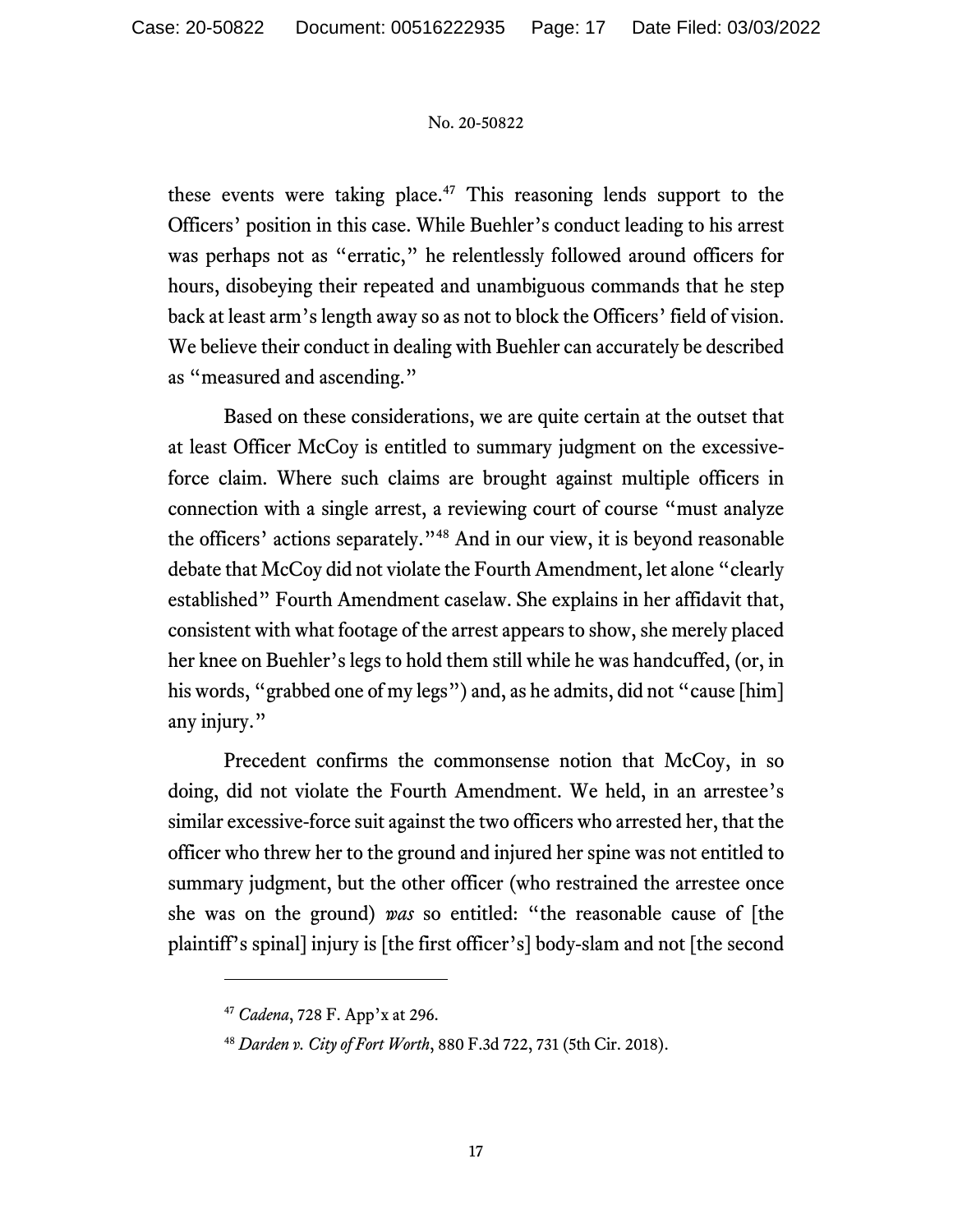these events were taking place.[47] This reasoning lends support to the Officers' position in this case. While Buehler's conduct leading to his arrest was perhaps not as "erratic," he relentlessly followed around officers for hours, disobeying their repeated and unambiguous commands that he step back at least arm's length away so as not to block the Officers' field of vision. We believe their conduct in dealing with Buehler can accurately be described as "measured and ascending."

Based on these considerations, we are quite certain at the outset that at least Officer McCoy is entitled to summary judgment on the excessive-force claim. Where such claims are brought against multiple officers in connection with a single arrest, a reviewing court of course "must analyze the officers' actions separately."[48] And in our view, it is beyond reasonable debate that McCoy did not violate the Fourth Amendment, let alone "clearly established" Fourth Amendment caselaw. She explains in her affidavit that, consistent with what footage of the arrest appears to show, she merely placed her knee on Buehler's legs to hold them still while he was handcuffed, (or, in his words, "grabbed one of my legs") and, as he admits, did not "cause [him] any injury."

Precedent confirms the commonsense notion that McCoy, in so doing, did not violate the Fourth Amendment. We held, in an arrestee's similar excessive-force suit against the two officers who arrested her, that the officer who threw her to the ground and injured her spine was not entitled to summary judgment, but the other officer (who restrained the arrestee once she was on the ground) *was* so entitled: "the reasonable cause of [the plaintiff's spinal] injury is [the first officer's] body-slam and not [the second

---

[47] *Cadena*, 728 F. App'x at 296.

[48] *Darden v. City of Fort Worth*, 880 F.3d 722, 731 (5th Cir. 2018).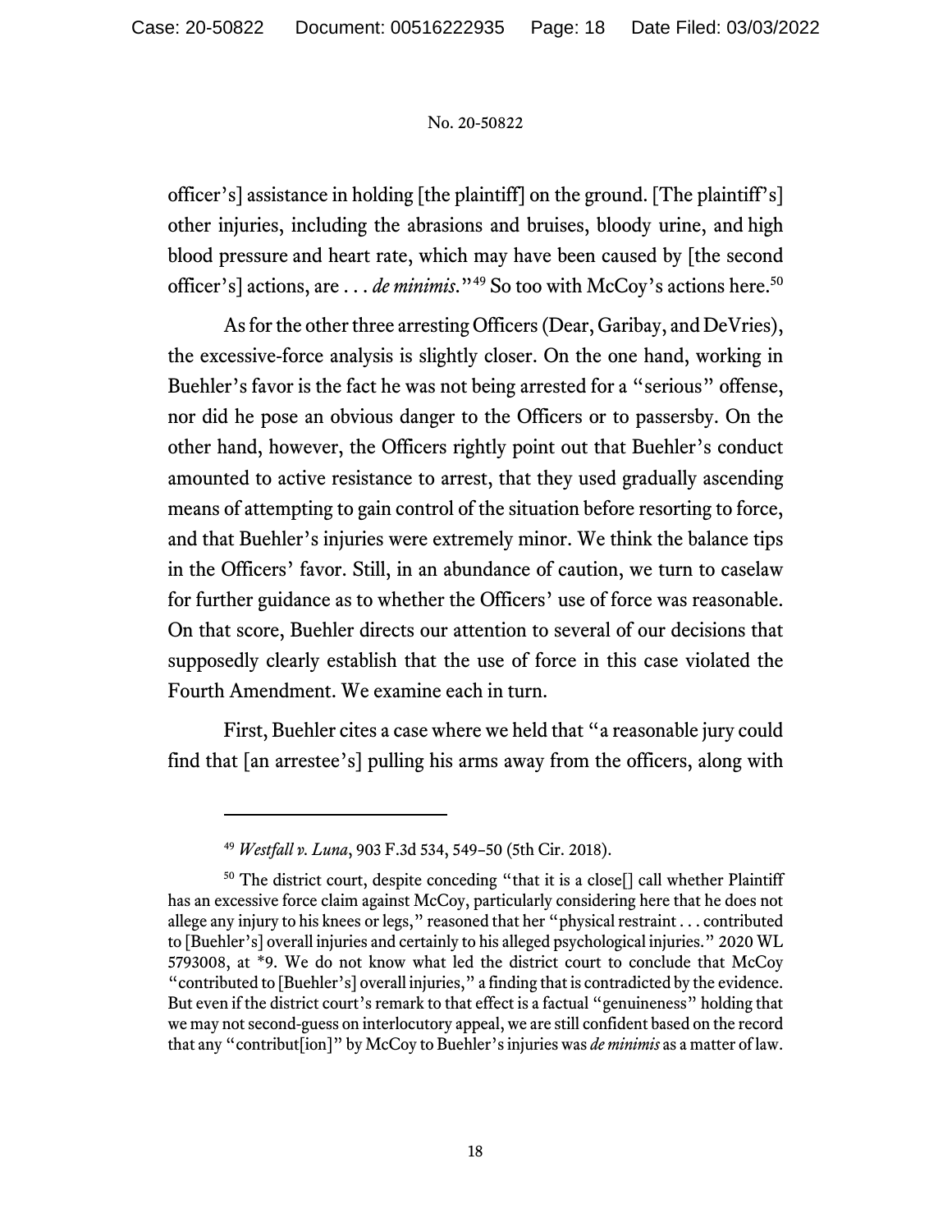officer's] assistance in holding [the plaintiff] on the ground. [The plaintiff's] other injuries, including the abrasions and bruises, bloody urine, and high blood pressure and heart rate, which may have been caused by [the second officer's] actions, are . . . *de minimis*."[49] So too with McCoy's actions here.[50]

As for the other three arresting Officers (Dear, Garibay, and DeVries), the excessive-force analysis is slightly closer. On the one hand, working in Buehler's favor is the fact he was not being arrested for a "serious" offense, nor did he pose an obvious danger to the Officers or to passersby. On the other hand, however, the Officers rightly point out that Buehler's conduct amounted to active resistance to arrest, that they used gradually ascending means of attempting to gain control of the situation before resorting to force, and that Buehler's injuries were extremely minor. We think the balance tips in the Officers' favor. Still, in an abundance of caution, we turn to caselaw for further guidance as to whether the Officers' use of force was reasonable. On that score, Buehler directs our attention to several of our decisions that supposedly clearly establish that the use of force in this case violated the Fourth Amendment. We examine each in turn.

First, Buehler cites a case where we held that "a reasonable jury could find that [an arrestee's] pulling his arms away from the officers, along with

---

[49] *Westfall v. Luna*, 903 F.3d 534, 549–50 (5th Cir. 2018).

[50] The district court, despite conceding "that it is a close[] call whether Plaintiff has an excessive force claim against McCoy, particularly considering here that he does not allege any injury to his knees or legs," reasoned that her "physical restraint . . . contributed to [Buehler's] overall injuries and certainly to his alleged psychological injuries." 2020 WL 5793008, at *9. We do not know what led the district court to conclude that McCoy "contributed to [Buehler's] overall injuries," a finding that is contradicted by the evidence. But even if the district court's remark to that effect is a factual "genuineness" holding that we may not second-guess on interlocutory appeal, we are still confident based on the record that any "contribut[ion]" by McCoy to Buehler's injuries was *de minimis* as a matter of law.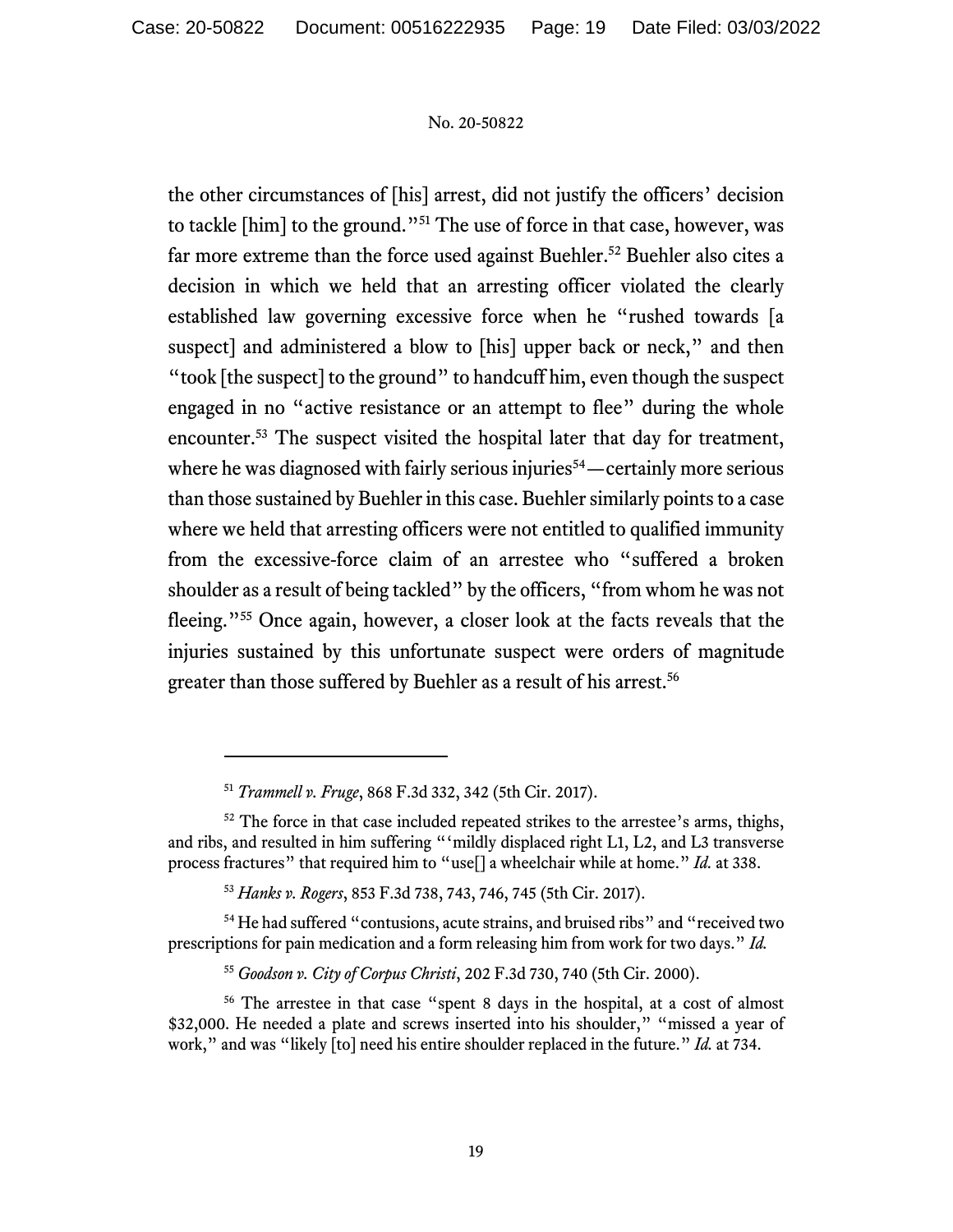the other circumstances of [his] arrest, did not justify the officers' decision to tackle [him] to the ground."[51] The use of force in that case, however, was far more extreme than the force used against Buehler.[52] Buehler also cites a decision in which we held that an arresting officer violated the clearly established law governing excessive force when he "rushed towards [a suspect] and administered a blow to [his] upper back or neck," and then "took [the suspect] to the ground" to handcuff him, even though the suspect engaged in no "active resistance or an attempt to flee" during the whole encounter.[53] The suspect visited the hospital later that day for treatment, where he was diagnosed with fairly serious injuries[54]—certainly more serious than those sustained by Buehler in this case. Buehler similarly points to a case where we held that arresting officers were not entitled to qualified immunity from the excessive-force claim of an arrestee who "suffered a broken shoulder as a result of being tackled" by the officers, "from whom he was not fleeing."[55] Once again, however, a closer look at the facts reveals that the injuries sustained by this unfortunate suspect were orders of magnitude greater than those suffered by Buehler as a result of his arrest.[56]

---

[51] *Trammell v. Fruge*, 868 F.3d 332, 342 (5th Cir. 2017).

[52] The force in that case included repeated strikes to the arrestee's arms, thighs, and ribs, and resulted in him suffering "'mildly displaced right L1, L2, and L3 transverse process fractures" that required him to "use[] a wheelchair while at home." *Id.* at 338.

[53] *Hanks v. Rogers*, 853 F.3d 738, 743, 746, 745 (5th Cir. 2017).

[54] He had suffered "contusions, acute strains, and bruised ribs" and "received two prescriptions for pain medication and a form releasing him from work for two days." *Id.*

[55] *Goodson v. City of Corpus Christi*, 202 F.3d 730, 740 (5th Cir. 2000).

[56] The arrestee in that case "spent 8 days in the hospital, at a cost of almost $32,000. He needed a plate and screws inserted into his shoulder," "missed a year of work," and was "likely [to] need his entire shoulder replaced in the future." *Id.* at 734.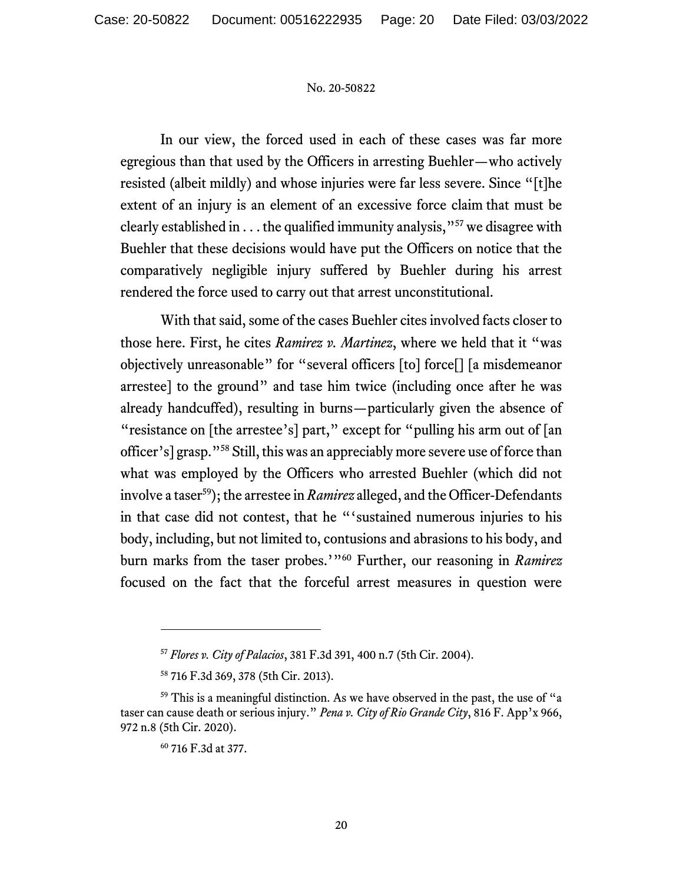In our view, the forced used in each of these cases was far more egregious than that used by the Officers in arresting Buehler—who actively resisted (albeit mildly) and whose injuries were far less severe. Since "[t]he extent of an injury is an element of an excessive force claim that must be clearly established in . . . the qualified immunity analysis,"[57] we disagree with Buehler that these decisions would have put the Officers on notice that the comparatively negligible injury suffered by Buehler during his arrest rendered the force used to carry out that arrest unconstitutional.

With that said, some of the cases Buehler cites involved facts closer to those here. First, he cites *Ramirez v. Martinez*, where we held that it "was objectively unreasonable" for "several officers [to] force[] [a misdemeanor arrestee] to the ground" and tase him twice (including once after he was already handcuffed), resulting in burns—particularly given the absence of "resistance on [the arrestee's] part," except for "pulling his arm out of [an officer's] grasp."[58] Still, this was an appreciably more severe use of force than what was employed by the Officers who arrested Buehler (which did not involve a taser[59]); the arrestee in *Ramirez* alleged, and the Officer-Defendants in that case did not contest, that he "'sustained numerous injuries to his body, including, but not limited to, contusions and abrasions to his body, and burn marks from the taser probes.'"[60] Further, our reasoning in *Ramirez* focused on the fact that the forceful arrest measures in question were

---

[57] *Flores v. City of Palacios*, 381 F.3d 391, 400 n.7 (5th Cir. 2004).

[58] 716 F.3d 369, 378 (5th Cir. 2013).

[59] This is a meaningful distinction. As we have observed in the past, the use of "a taser can cause death or serious injury." *Pena v. City of Rio Grande City*, 816 F. App'x 966, 972 n.8 (5th Cir. 2020).

[60] 716 F.3d at 377.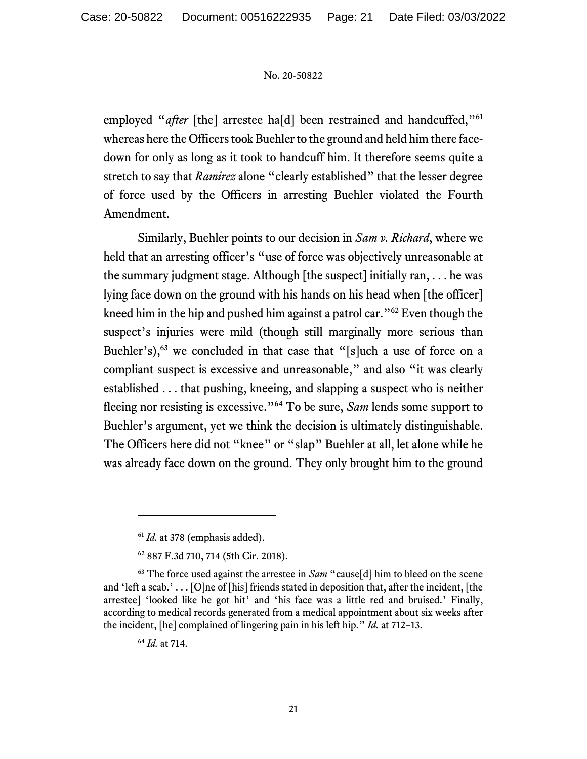employed "*after* [the] arrestee ha[d] been restrained and handcuffed,"[61] whereas here the Officers took Buehler to the ground and held him there face-down for only as long as it took to handcuff him. It therefore seems quite a stretch to say that *Ramirez* alone "clearly established" that the lesser degree of force used by the Officers in arresting Buehler violated the Fourth Amendment.

Similarly, Buehler points to our decision in *Sam v. Richard*, where we held that an arresting officer's "use of force was objectively unreasonable at the summary judgment stage. Although [the suspect] initially ran, . . . he was lying face down on the ground with his hands on his head when [the officer] kneed him in the hip and pushed him against a patrol car."[62] Even though the suspect's injuries were mild (though still marginally more serious than Buehler's),[63] we concluded in that case that "[s]uch a use of force on a compliant suspect is excessive and unreasonable," and also "it was clearly established . . . that pushing, kneeing, and slapping a suspect who is neither fleeing nor resisting is excessive."[64] To be sure, *Sam* lends some support to Buehler's argument, yet we think the decision is ultimately distinguishable. The Officers here did not "knee" or "slap" Buehler at all, let alone while he was already face down on the ground. They only brought him to the ground

---

[61] *Id.* at 378 (emphasis added).

[62] 887 F.3d 710, 714 (5th Cir. 2018).

[63] The force used against the arrestee in *Sam* "cause[d] him to bleed on the scene and 'left a scab.' . . . [O]ne of [his] friends stated in deposition that, after the incident, [the arrestee] 'looked like he got hit' and 'his face was a little red and bruised.' Finally, according to medical records generated from a medical appointment about six weeks after the incident, [he] complained of lingering pain in his left hip." *Id.* at 712–13.

[64] *Id.* at 714.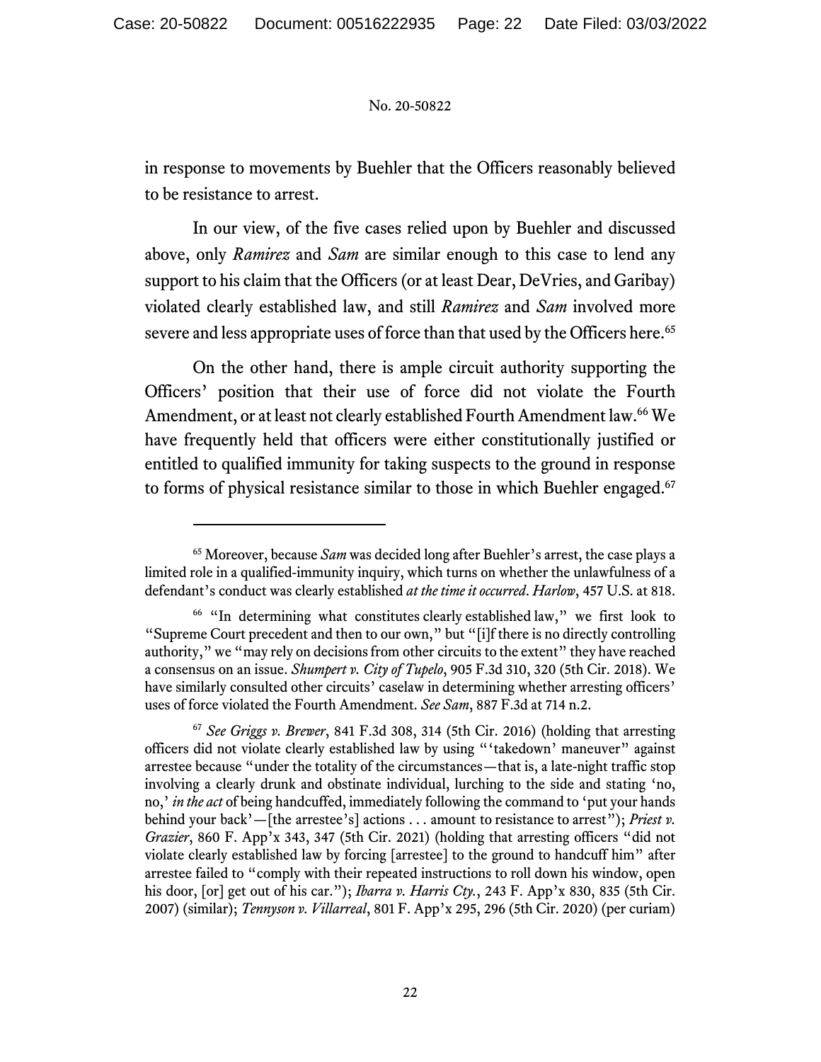in response to movements by Buehler that the Officers reasonably believed to be resistance to arrest.

In our view, of the five cases relied upon by Buehler and discussed above, only *Ramirez* and *Sam* are similar enough to this case to lend any support to his claim that the Officers (or at least Dear, DeVries, and Garibay) violated clearly established law, and still *Ramirez* and *Sam* involved more severe and less appropriate uses of force than that used by the Officers here.[65]

On the other hand, there is ample circuit authority supporting the Officers' position that their use of force did not violate the Fourth Amendment, or at least not clearly established Fourth Amendment law.[66] We have frequently held that officers were either constitutionally justified or entitled to qualified immunity for taking suspects to the ground in response to forms of physical resistance similar to those in which Buehler engaged.[67]

---

[65] Moreover, because *Sam* was decided long after Buehler's arrest, the case plays a limited role in a qualified-immunity inquiry, which turns on whether the unlawfulness of a defendant's conduct was clearly established *at the time it occurred*. *Harlow*, 457 U.S. at 818.

[66] "In determining what constitutes clearly established law," we first look to "Supreme Court precedent and then to our own," but "[i]f there is no directly controlling authority," we "may rely on decisions from other circuits to the extent" they have reached a consensus on an issue. *Shumpert v. City of Tupelo*, 905 F.3d 310, 320 (5th Cir. 2018). We have similarly consulted other circuits' caselaw in determining whether arresting officers' uses of force violated the Fourth Amendment. *See Sam*, 887 F.3d at 714 n.2.

[67] *See Griggs v. Brewer*, 841 F.3d 308, 314 (5th Cir. 2016) (holding that arresting officers did not violate clearly established law by using "'takedown' maneuver" against arrestee because "under the totality of the circumstances—that is, a late-night traffic stop involving a clearly drunk and obstinate individual, lurching to the side and stating 'no, no,' *in the act* of being handcuffed, immediately following the command to 'put your hands behind your back'—[the arrestee's] actions . . . amount to resistance to arrest"); *Priest v. Grazier*, 860 F. App'x 343, 347 (5th Cir. 2021) (holding that arresting officers "did not violate clearly established law by forcing [arrestee] to the ground to handcuff him" after arrestee failed to "comply with their repeated instructions to roll down his window, open his door, [or] get out of his car."); *Ibarra v. Harris Cty.*, 243 F. App'x 830, 835 (5th Cir. 2007) (similar); *Tennyson v. Villarreal*, 801 F. App'x 295, 296 (5th Cir. 2020) (per curiam)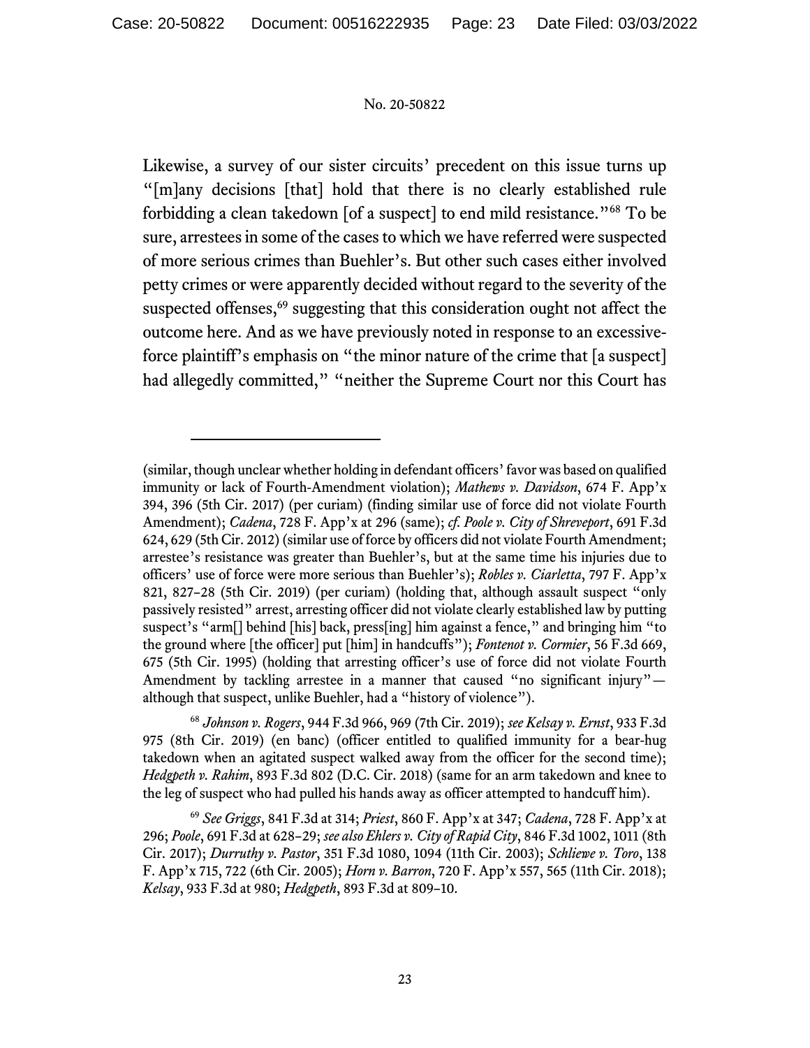Likewise, a survey of our sister circuits' precedent on this issue turns up "[m]any decisions [that] hold that there is no clearly established rule forbidding a clean takedown [of a suspect] to end mild resistance."[68] To be sure, arrestees in some of the cases to which we have referred were suspected of more serious crimes than Buehler's. But other such cases either involved petty crimes or were apparently decided without regard to the severity of the suspected offenses,[69] suggesting that this consideration ought not affect the outcome here. And as we have previously noted in response to an excessive-force plaintiff's emphasis on "the minor nature of the crime that [a suspect] had allegedly committed," "neither the Supreme Court nor this Court has

---

(similar, though unclear whether holding in defendant officers' favor was based on qualified immunity or lack of Fourth-Amendment violation); *Mathews v. Davidson*, 674 F. App'x 394, 396 (5th Cir. 2017) (per curiam) (finding similar use of force did not violate Fourth Amendment); *Cadena*, 728 F. App'x at 296 (same); *cf. Poole v. City of Shreveport*, 691 F.3d 624, 629 (5th Cir. 2012) (similar use of force by officers did not violate Fourth Amendment; arrestee's resistance was greater than Buehler's, but at the same time his injuries due to officers' use of force were more serious than Buehler's); *Robles v. Ciarletta*, 797 F. App'x 821, 827–28 (5th Cir. 2019) (per curiam) (holding that, although assault suspect "only passively resisted" arrest, arresting officer did not violate clearly established law by putting suspect's "arm[] behind [his] back, press[ing] him against a fence," and bringing him "to the ground where [the officer] put [him] in handcuffs"); *Fontenot v. Cormier*, 56 F.3d 669, 675 (5th Cir. 1995) (holding that arresting officer's use of force did not violate Fourth Amendment by tackling arrestee in a manner that caused "no significant injury"—although that suspect, unlike Buehler, had a "history of violence").

[68] *Johnson v. Rogers*, 944 F.3d 966, 969 (7th Cir. 2019); *see Kelsay v. Ernst*, 933 F.3d 975 (8th Cir. 2019) (en banc) (officer entitled to qualified immunity for a bear-hug takedown when an agitated suspect walked away from the officer for the second time); *Hedgpeth v. Rahim*, 893 F.3d 802 (D.C. Cir. 2018) (same for an arm takedown and knee to the leg of suspect who had pulled his hands away as officer attempted to handcuff him).

[69] *See Griggs*, 841 F.3d at 314; *Priest*, 860 F. App'x at 347; *Cadena*, 728 F. App'x at 296; *Poole*, 691 F.3d at 628–29; *see also Ehlers v. City of Rapid City*, 846 F.3d 1002, 1011 (8th Cir. 2017); *Durruthy v. Pastor*, 351 F.3d 1080, 1094 (11th Cir. 2003); *Schliewe v. Toro*, 138 F. App'x 715, 722 (6th Cir. 2005); *Horn v. Barron*, 720 F. App'x 557, 565 (11th Cir. 2018); *Kelsay*, 933 F.3d at 980; *Hedgpeth*, 893 F.3d at 809–10.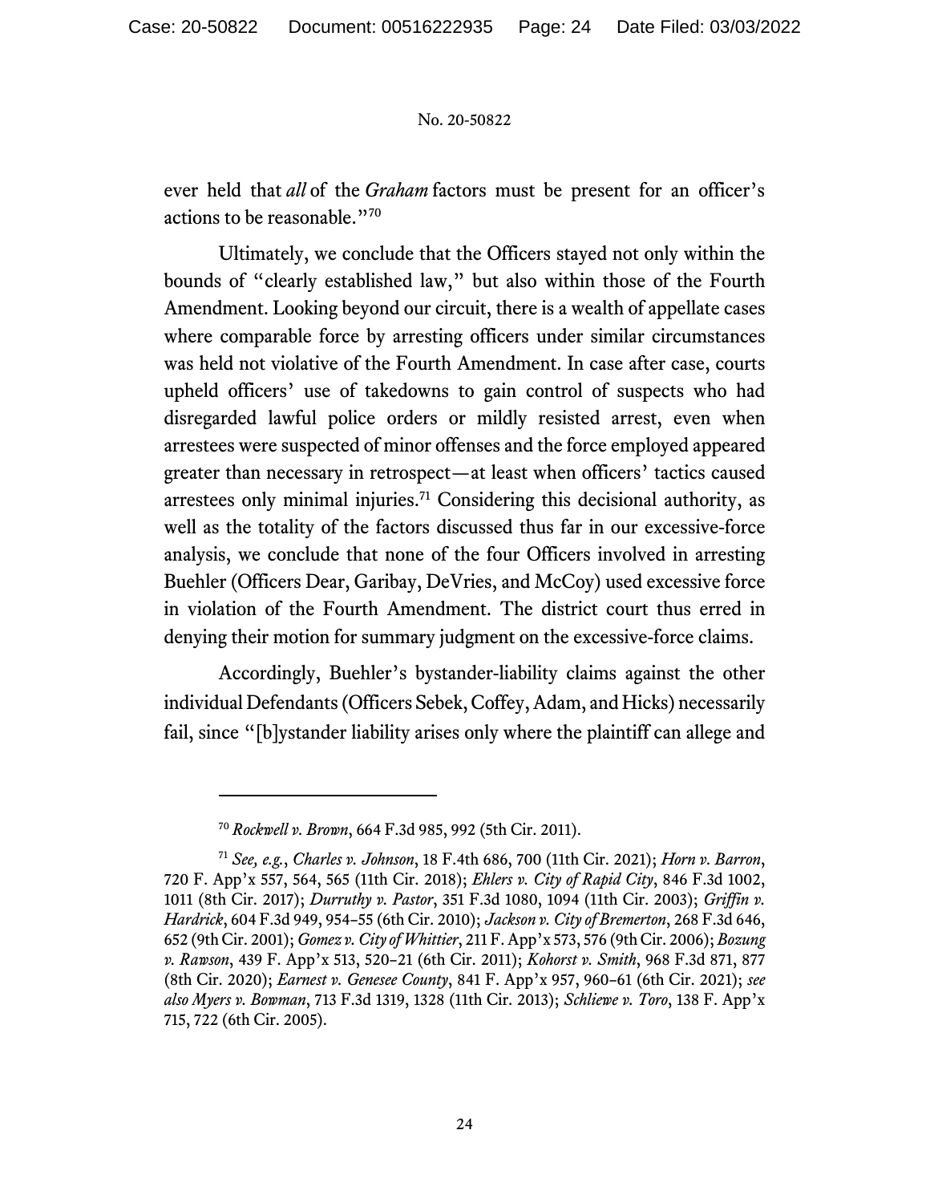ever held that *all* of the *Graham* factors must be present for an officer's actions to be reasonable."[70]

Ultimately, we conclude that the Officers stayed not only within the bounds of "clearly established law," but also within those of the Fourth Amendment. Looking beyond our circuit, there is a wealth of appellate cases where comparable force by arresting officers under similar circumstances was held not violative of the Fourth Amendment. In case after case, courts upheld officers' use of takedowns to gain control of suspects who had disregarded lawful police orders or mildly resisted arrest, even when arrestees were suspected of minor offenses and the force employed appeared greater than necessary in retrospect—at least when officers' tactics caused arrestees only minimal injuries.[71] Considering this decisional authority, as well as the totality of the factors discussed thus far in our excessive-force analysis, we conclude that none of the four Officers involved in arresting Buehler (Officers Dear, Garibay, DeVries, and McCoy) used excessive force in violation of the Fourth Amendment. The district court thus erred in denying their motion for summary judgment on the excessive-force claims.

Accordingly, Buehler's bystander-liability claims against the other individual Defendants (Officers Sebek, Coffey, Adam, and Hicks) necessarily fail, since "[b]ystander liability arises only where the plaintiff can allege and

---

[70] *Rockwell v. Brown*, 664 F.3d 985, 992 (5th Cir. 2011).

[71] *See, e.g.*, *Charles v. Johnson*, 18 F.4th 686, 700 (11th Cir. 2021); *Horn v. Barron*, 720 F. App'x 557, 564, 565 (11th Cir. 2018); *Ehlers v. City of Rapid City*, 846 F.3d 1002, 1011 (8th Cir. 2017); *Durruthy v. Pastor*, 351 F.3d 1080, 1094 (11th Cir. 2003); *Griffin v. Hardrick*, 604 F.3d 949, 954–55 (6th Cir. 2010); *Jackson v. City of Bremerton*, 268 F.3d 646, 652 (9th Cir. 2001); *Gomez v. City of Whittier*, 211 F. App'x 573, 576 (9th Cir. 2006); *Bozung v. Rawson*, 439 F. App'x 513, 520–21 (6th Cir. 2011); *Kohorst v. Smith*, 968 F.3d 871, 877 (8th Cir. 2020); *Earnest v. Genesee County*, 841 F. App'x 957, 960–61 (6th Cir. 2021); *see also Myers v. Bowman*, 713 F.3d 1319, 1328 (11th Cir. 2013); *Schliewe v. Toro*, 138 F. App'x 715, 722 (6th Cir. 2005).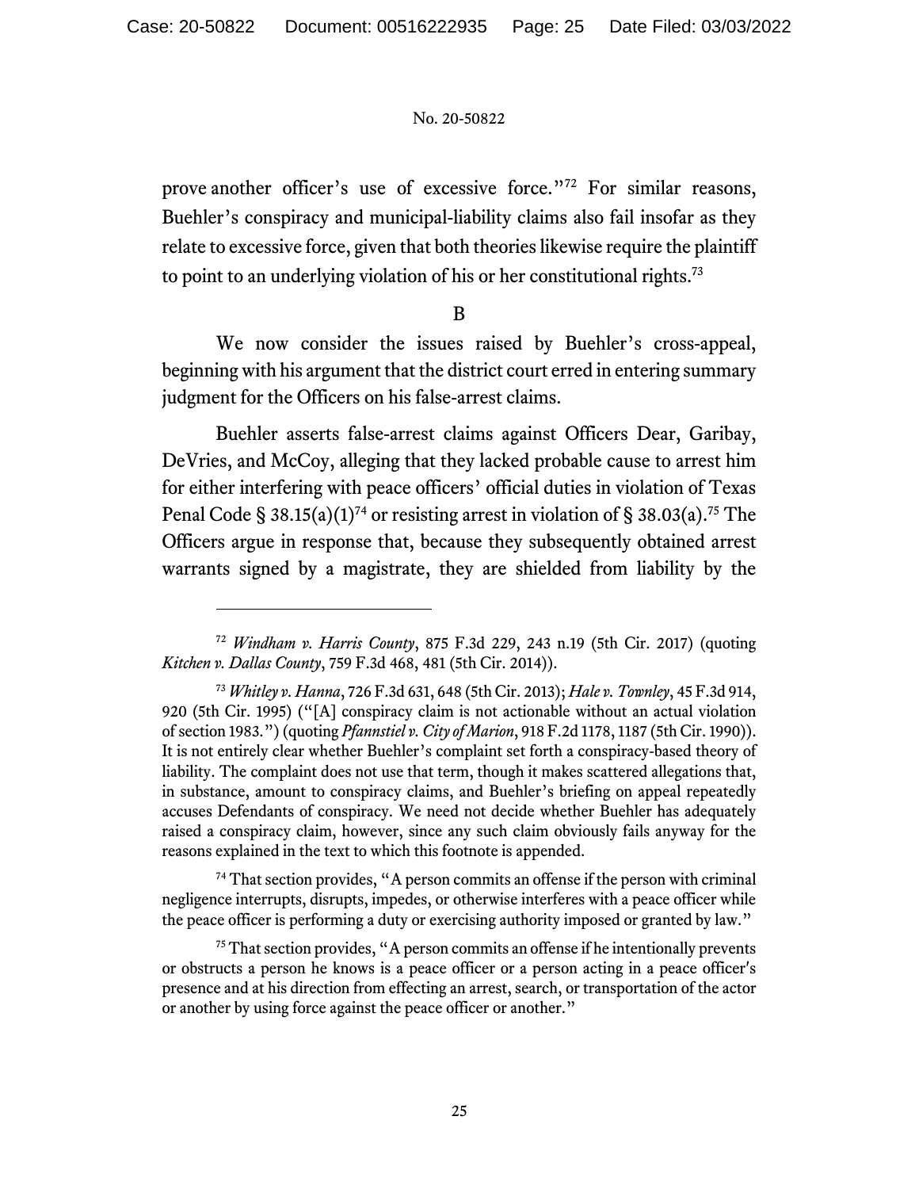prove another officer's use of excessive force."[72] For similar reasons, Buehler's conspiracy and municipal-liability claims also fail insofar as they relate to excessive force, given that both theories likewise require the plaintiff to point to an underlying violation of his or her constitutional rights.[73]

B

We now consider the issues raised by Buehler's cross-appeal, beginning with his argument that the district court erred in entering summary judgment for the Officers on his false-arrest claims.

Buehler asserts false-arrest claims against Officers Dear, Garibay, DeVries, and McCoy, alleging that they lacked probable cause to arrest him for either interfering with peace officers' official duties in violation of Texas Penal Code § 38.15(a)(1)[74] or resisting arrest in violation of § 38.03(a).[75] The Officers argue in response that, because they subsequently obtained arrest warrants signed by a magistrate, they are shielded from liability by the

---

[72] *Windham v. Harris County*, 875 F.3d 229, 243 n.19 (5th Cir. 2017) (quoting *Kitchen v. Dallas County*, 759 F.3d 468, 481 (5th Cir. 2014)).

[73] *Whitley v. Hanna*, 726 F.3d 631, 648 (5th Cir. 2013); *Hale v. Townley*, 45 F.3d 914, 920 (5th Cir. 1995) ("[A] conspiracy claim is not actionable without an actual violation of section 1983.") (quoting *Pfannstiel v. City of Marion*, 918 F.2d 1178, 1187 (5th Cir. 1990)). It is not entirely clear whether Buehler's complaint set forth a conspiracy-based theory of liability. The complaint does not use that term, though it makes scattered allegations that, in substance, amount to conspiracy claims, and Buehler's briefing on appeal repeatedly accuses Defendants of conspiracy. We need not decide whether Buehler has adequately raised a conspiracy claim, however, since any such claim obviously fails anyway for the reasons explained in the text to which this footnote is appended.

[74] That section provides, "A person commits an offense if the person with criminal negligence interrupts, disrupts, impedes, or otherwise interferes with a peace officer while the peace officer is performing a duty or exercising authority imposed or granted by law."

[75] That section provides, "A person commits an offense if he intentionally prevents or obstructs a person he knows is a peace officer or a person acting in a peace officer's presence and at his direction from effecting an arrest, search, or transportation of the actor or another by using force against the peace officer or another."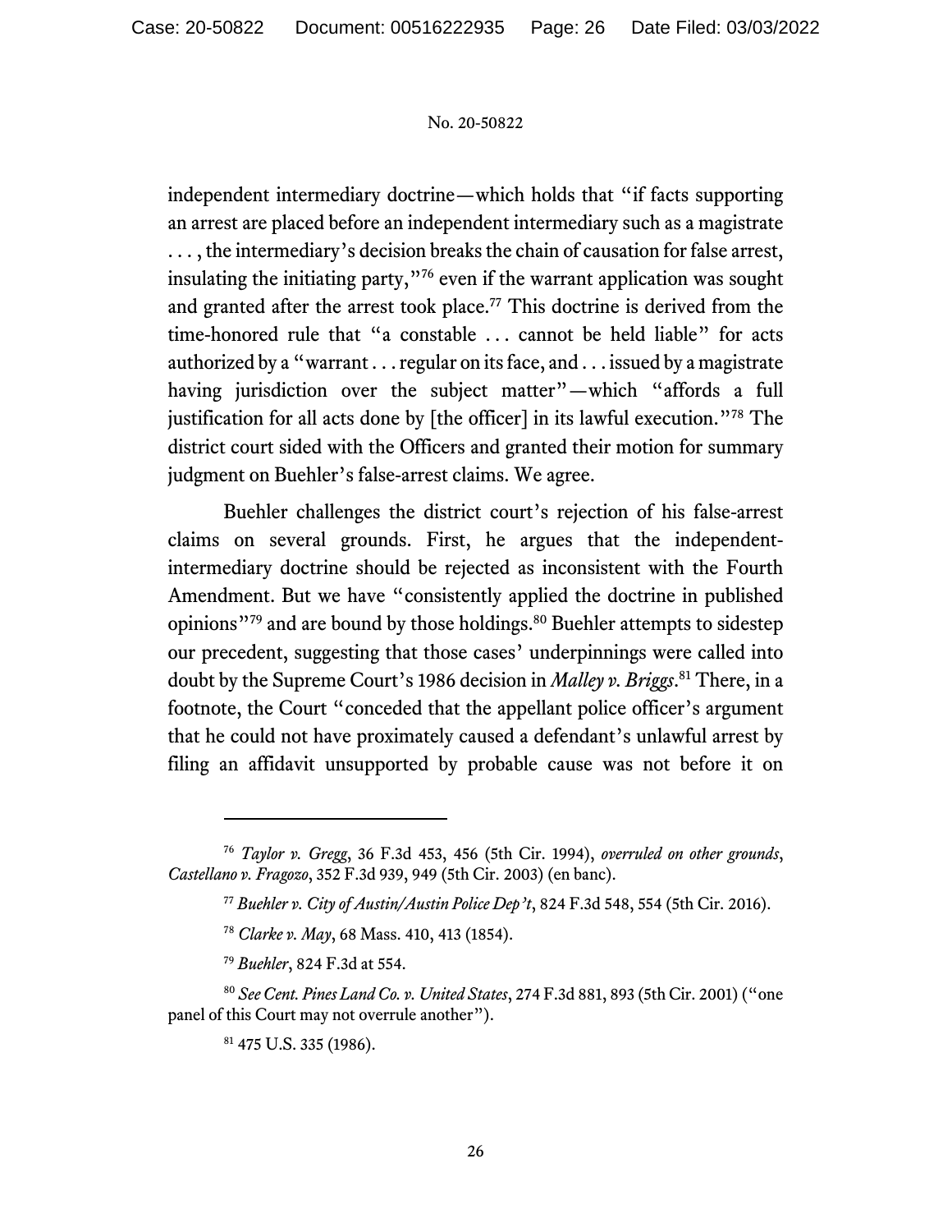independent intermediary doctrine—which holds that "if facts supporting an arrest are placed before an independent intermediary such as a magistrate . . . , the intermediary's decision breaks the chain of causation for false arrest, insulating the initiating party,"[76] even if the warrant application was sought and granted after the arrest took place.[77] This doctrine is derived from the time-honored rule that "a constable . . . cannot be held liable" for acts authorized by a "warrant . . . regular on its face, and . . . issued by a magistrate having jurisdiction over the subject matter"—which "affords a full justification for all acts done by [the officer] in its lawful execution."[78] The district court sided with the Officers and granted their motion for summary judgment on Buehler's false-arrest claims. We agree.

Buehler challenges the district court's rejection of his false-arrest claims on several grounds. First, he argues that the independent-intermediary doctrine should be rejected as inconsistent with the Fourth Amendment. But we have "consistently applied the doctrine in published opinions"[79] and are bound by those holdings.[80] Buehler attempts to sidestep our precedent, suggesting that those cases' underpinnings were called into doubt by the Supreme Court's 1986 decision in *Malley v. Briggs*.[81] There, in a footnote, the Court "conceded that the appellant police officer's argument that he could not have proximately caused a defendant's unlawful arrest by filing an affidavit unsupported by probable cause was not before it on

---

[76] *Taylor v. Gregg*, 36 F.3d 453, 456 (5th Cir. 1994), *overruled on other grounds*, *Castellano v. Fragozo*, 352 F.3d 939, 949 (5th Cir. 2003) (en banc).

[77] *Buehler v. City of Austin/Austin Police Dep't*, 824 F.3d 548, 554 (5th Cir. 2016).

[78] *Clarke v. May*, 68 Mass. 410, 413 (1854).

[79] *Buehler*, 824 F.3d at 554.

[80] *See Cent. Pines Land Co. v. United States*, 274 F.3d 881, 893 (5th Cir. 2001) ("one panel of this Court may not overrule another").

[81] 475 U.S. 335 (1986).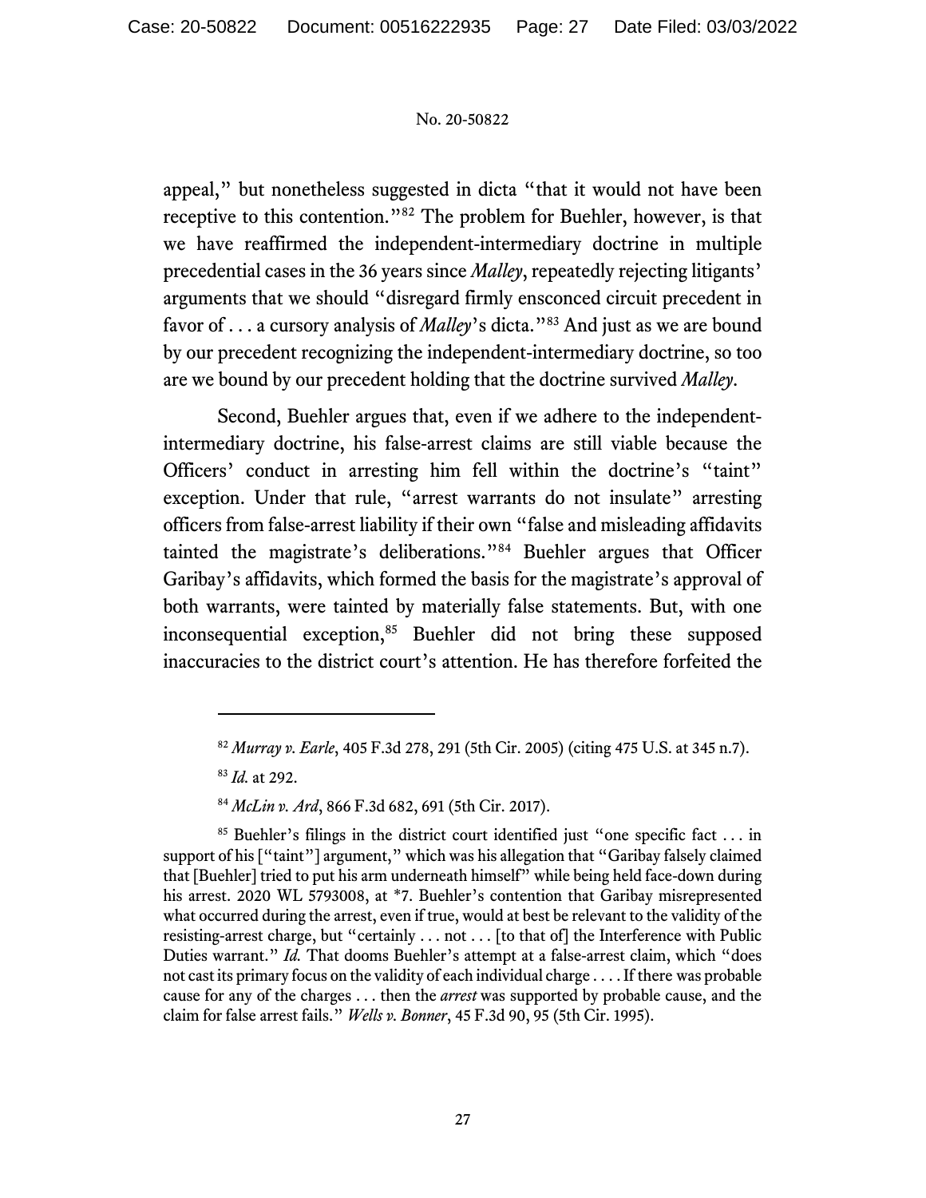appeal," but nonetheless suggested in dicta "that it would not have been receptive to this contention."[82] The problem for Buehler, however, is that we have reaffirmed the independent-intermediary doctrine in multiple precedential cases in the 36 years since *Malley*, repeatedly rejecting litigants' arguments that we should "disregard firmly ensconced circuit precedent in favor of . . . a cursory analysis of *Malley*'s dicta."[83] And just as we are bound by our precedent recognizing the independent-intermediary doctrine, so too are we bound by our precedent holding that the doctrine survived *Malley*.

Second, Buehler argues that, even if we adhere to the independent-intermediary doctrine, his false-arrest claims are still viable because the Officers' conduct in arresting him fell within the doctrine's "taint" exception. Under that rule, "arrest warrants do not insulate" arresting officers from false-arrest liability if their own "false and misleading affidavits tainted the magistrate's deliberations."[84] Buehler argues that Officer Garibay's affidavits, which formed the basis for the magistrate's approval of both warrants, were tainted by materially false statements. But, with one inconsequential exception,[85] Buehler did not bring these supposed inaccuracies to the district court's attention. He has therefore forfeited the

---

[82] *Murray v. Earle*, 405 F.3d 278, 291 (5th Cir. 2005) (citing 475 U.S. at 345 n.7).

[83] *Id.* at 292.

[84] *McLin v. Ard*, 866 F.3d 682, 691 (5th Cir. 2017).

[85] Buehler's filings in the district court identified just "one specific fact . . . in support of his ["taint"] argument," which was his allegation that "Garibay falsely claimed that [Buehler] tried to put his arm underneath himself" while being held face-down during his arrest. 2020 WL 5793008, at *7. Buehler's contention that Garibay misrepresented what occurred during the arrest, even if true, would at best be relevant to the validity of the resisting-arrest charge, but "certainly . . . not . . . [to that of] the Interference with Public Duties warrant." *Id.* That dooms Buehler's attempt at a false-arrest claim, which "does not cast its primary focus on the validity of each individual charge . . . . If there was probable cause for any of the charges . . . then the *arrest* was supported by probable cause, and the claim for false arrest fails." *Wells v. Bonner*, 45 F.3d 90, 95 (5th Cir. 1995).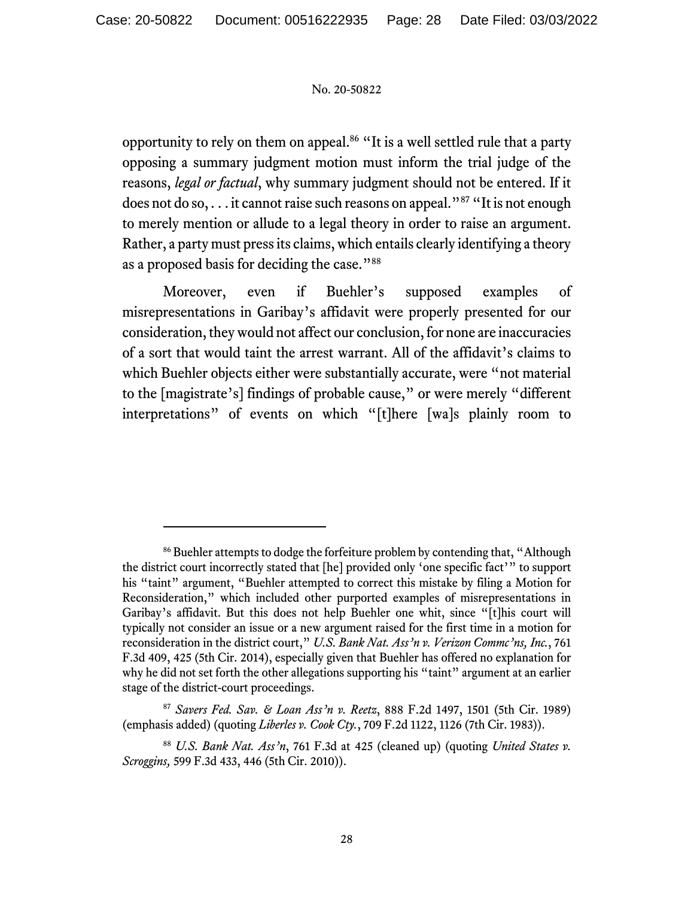opportunity to rely on them on appeal.[86] "It is a well settled rule that a party opposing a summary judgment motion must inform the trial judge of the reasons, *legal or factual*, why summary judgment should not be entered. If it does not do so, . . . it cannot raise such reasons on appeal."[87] "It is not enough to merely mention or allude to a legal theory in order to raise an argument. Rather, a party must press its claims, which entails clearly identifying a theory as a proposed basis for deciding the case."[88]

Moreover, even if Buehler's supposed examples of misrepresentations in Garibay's affidavit were properly presented for our consideration, they would not affect our conclusion, for none are inaccuracies of a sort that would taint the arrest warrant. All of the affidavit's claims to which Buehler objects either were substantially accurate, were "not material to the [magistrate's] findings of probable cause," or were merely "different interpretations" of events on which "[t]here [wa]s plainly room to

---

[86] Buehler attempts to dodge the forfeiture problem by contending that, "Although the district court incorrectly stated that [he] provided only 'one specific fact'" to support his "taint" argument, "Buehler attempted to correct this mistake by filing a Motion for Reconsideration," which included other purported examples of misrepresentations in Garibay's affidavit. But this does not help Buehler one whit, since "[t]his court will typically not consider an issue or a new argument raised for the first time in a motion for reconsideration in the district court," *U.S. Bank Nat. Ass'n v. Verizon Commc'ns, Inc.*, 761 F.3d 409, 425 (5th Cir. 2014), especially given that Buehler has offered no explanation for why he did not set forth the other allegations supporting his "taint" argument at an earlier stage of the district-court proceedings.

[87] *Savers Fed. Sav. & Loan Ass'n v. Reetz*, 888 F.2d 1497, 1501 (5th Cir. 1989) (emphasis added) (quoting *Liberles v. Cook Cty.*, 709 F.2d 1122, 1126 (7th Cir. 1983)).

[88] *U.S. Bank Nat. Ass'n*, 761 F.3d at 425 (cleaned up) (quoting *United States v. Scroggins,* 599 F.3d 433, 446 (5th Cir. 2010)).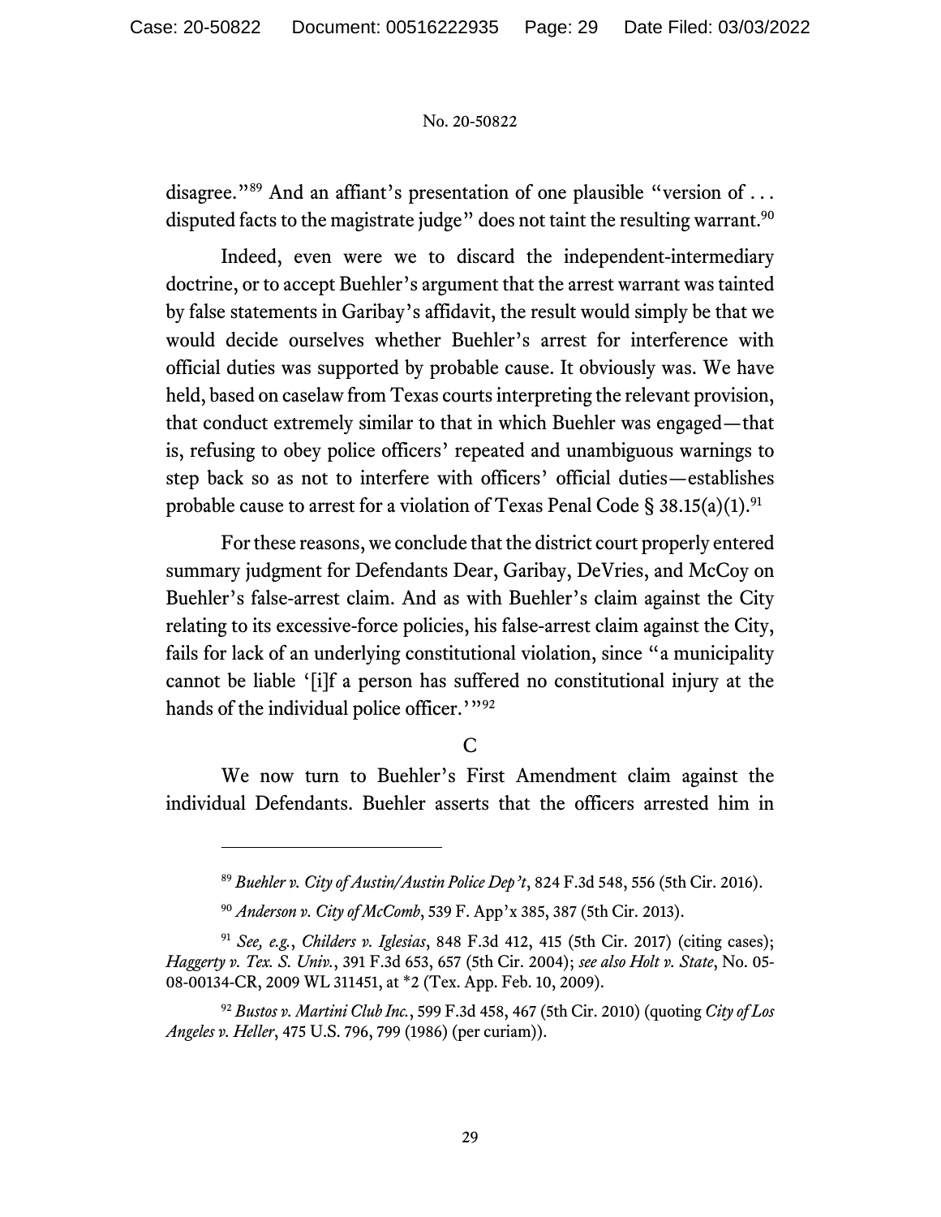disagree."[89] And an affiant's presentation of one plausible "version of . . . disputed facts to the magistrate judge" does not taint the resulting warrant.[90]

Indeed, even were we to discard the independent-intermediary doctrine, or to accept Buehler's argument that the arrest warrant was tainted by false statements in Garibay's affidavit, the result would simply be that we would decide ourselves whether Buehler's arrest for interference with official duties was supported by probable cause. It obviously was. We have held, based on caselaw from Texas courts interpreting the relevant provision, that conduct extremely similar to that in which Buehler was engaged—that is, refusing to obey police officers' repeated and unambiguous warnings to step back so as not to interfere with officers' official duties—establishes probable cause to arrest for a violation of Texas Penal Code § 38.15(a)(1).[91]

For these reasons, we conclude that the district court properly entered summary judgment for Defendants Dear, Garibay, DeVries, and McCoy on Buehler's false-arrest claim. And as with Buehler's claim against the City relating to its excessive-force policies, his false-arrest claim against the City, fails for lack of an underlying constitutional violation, since "a municipality cannot be liable '[i]f a person has suffered no constitutional injury at the hands of the individual police officer.'"[92]

### C

We now turn to Buehler's First Amendment claim against the individual Defendants. Buehler asserts that the officers arrested him in

---

[89] *Buehler v. City of Austin/Austin Police Dep't*, 824 F.3d 548, 556 (5th Cir. 2016).

[90] *Anderson v. City of McComb*, 539 F. App'x 385, 387 (5th Cir. 2013).

[91] *See, e.g.*, *Childers v. Iglesias*, 848 F.3d 412, 415 (5th Cir. 2017) (citing cases); *Haggerty v. Tex. S. Univ.*, 391 F.3d 653, 657 (5th Cir. 2004); *see also Holt v. State*, No. 05-08-00134-CR, 2009 WL 311451, at *2 (Tex. App. Feb. 10, 2009).

[92] *Bustos v. Martini Club Inc.*, 599 F.3d 458, 467 (5th Cir. 2010) (quoting *City of Los Angeles v. Heller*, 475 U.S. 796, 799 (1986) (per curiam)).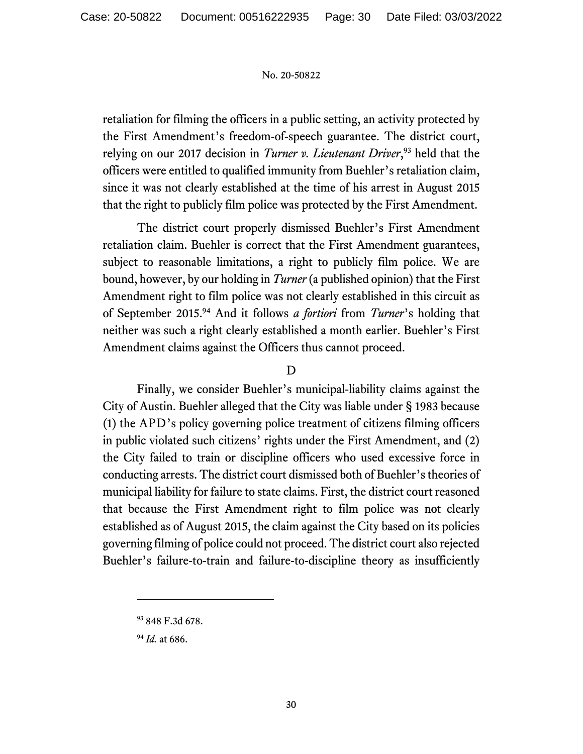retaliation for filming the officers in a public setting, an activity protected by the First Amendment's freedom-of-speech guarantee. The district court, relying on our 2017 decision in *Turner v. Lieutenant Driver*,[93] held that the officers were entitled to qualified immunity from Buehler's retaliation claim, since it was not clearly established at the time of his arrest in August 2015 that the right to publicly film police was protected by the First Amendment.

The district court properly dismissed Buehler's First Amendment retaliation claim. Buehler is correct that the First Amendment guarantees, subject to reasonable limitations, a right to publicly film police. We are bound, however, by our holding in *Turner* (a published opinion) that the First Amendment right to film police was not clearly established in this circuit as of September 2015.[94] And it follows *a fortiori* from *Turner*'s holding that neither was such a right clearly established a month earlier. Buehler's First Amendment claims against the Officers thus cannot proceed.

### D

Finally, we consider Buehler's municipal-liability claims against the City of Austin. Buehler alleged that the City was liable under § 1983 because (1) the APD's policy governing police treatment of citizens filming officers in public violated such citizens' rights under the First Amendment, and (2) the City failed to train or discipline officers who used excessive force in conducting arrests. The district court dismissed both of Buehler's theories of municipal liability for failure to state claims. First, the district court reasoned that because the First Amendment right to film police was not clearly established as of August 2015, the claim against the City based on its policies governing filming of police could not proceed. The district court also rejected Buehler's failure-to-train and failure-to-discipline theory as insufficiently

---

[93] 848 F.3d 678.

[94] *Id.* at 686.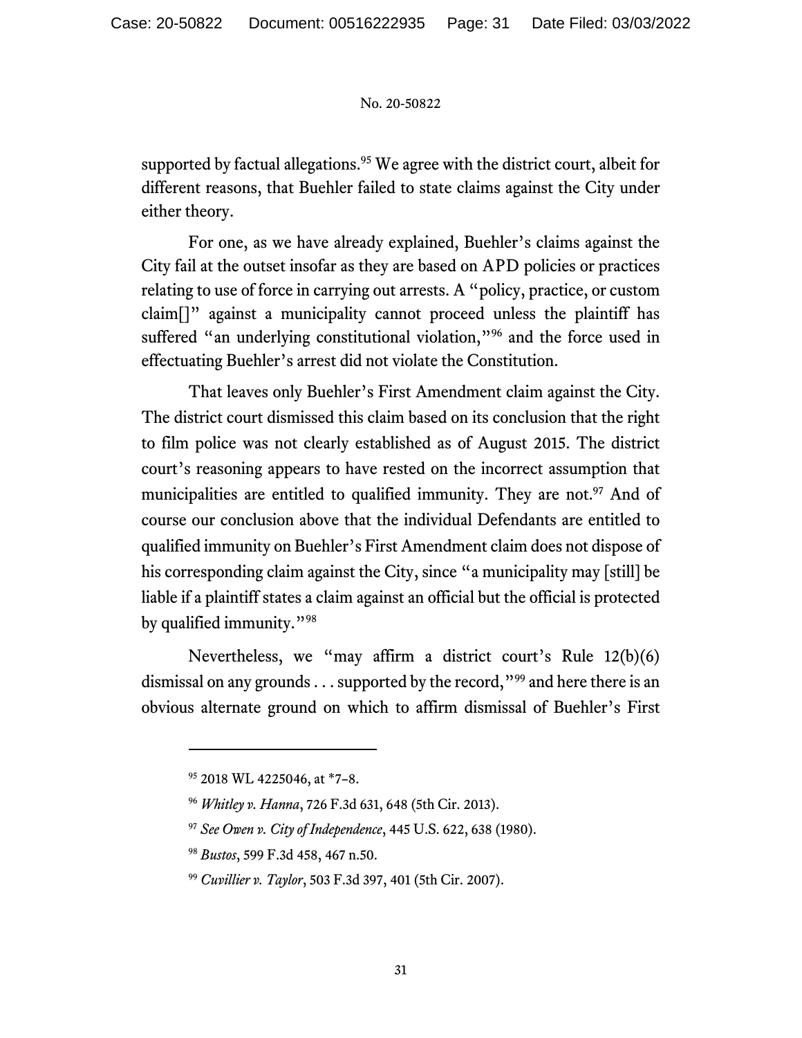supported by factual allegations.[95] We agree with the district court, albeit for different reasons, that Buehler failed to state claims against the City under either theory.

For one, as we have already explained, Buehler's claims against the City fail at the outset insofar as they are based on APD policies or practices relating to use of force in carrying out arrests. A "policy, practice, or custom claim[]" against a municipality cannot proceed unless the plaintiff has suffered "an underlying constitutional violation,"[96] and the force used in effectuating Buehler's arrest did not violate the Constitution.

That leaves only Buehler's First Amendment claim against the City. The district court dismissed this claim based on its conclusion that the right to film police was not clearly established as of August 2015. The district court's reasoning appears to have rested on the incorrect assumption that municipalities are entitled to qualified immunity. They are not.[97] And of course our conclusion above that the individual Defendants are entitled to qualified immunity on Buehler's First Amendment claim does not dispose of his corresponding claim against the City, since "a municipality may [still] be liable if a plaintiff states a claim against an official but the official is protected by qualified immunity."[98]

Nevertheless, we "may affirm a district court's Rule 12(b)(6) dismissal on any grounds . . . supported by the record,"[99] and here there is an obvious alternate ground on which to affirm dismissal of Buehler's First

---

[95] 2018 WL 4225046, at *7–8.

[96] *Whitley v. Hanna*, 726 F.3d 631, 648 (5th Cir. 2013).

[97] *See Owen v. City of Independence*, 445 U.S. 622, 638 (1980).

[98] *Bustos*, 599 F.3d 458, 467 n.50.

[99] *Cuvillier v. Taylor*, 503 F.3d 397, 401 (5th Cir. 2007).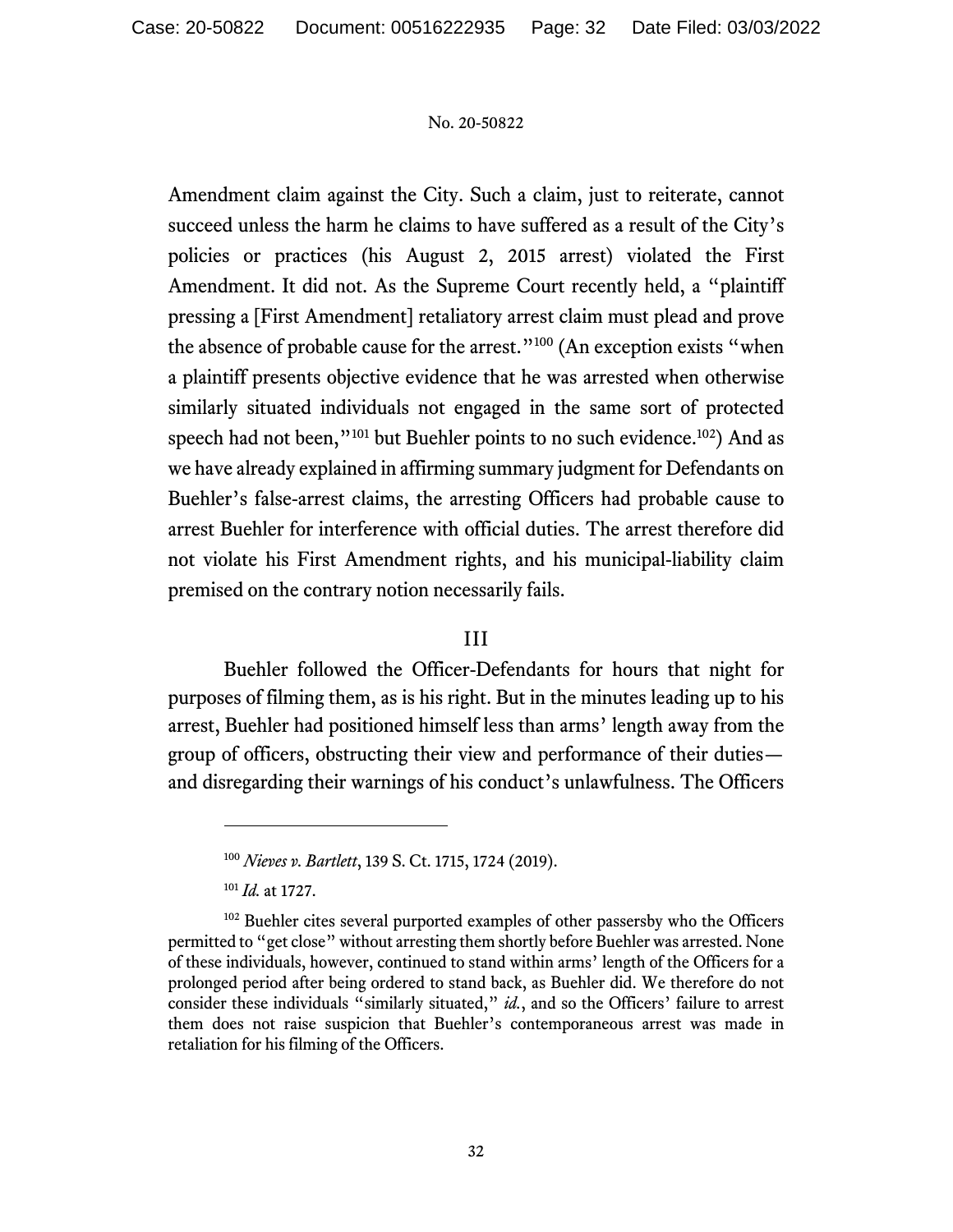Amendment claim against the City. Such a claim, just to reiterate, cannot succeed unless the harm he claims to have suffered as a result of the City's policies or practices (his August 2, 2015 arrest) violated the First Amendment. It did not. As the Supreme Court recently held, a "plaintiff pressing a [First Amendment] retaliatory arrest claim must plead and prove the absence of probable cause for the arrest."[100] (An exception exists "when a plaintiff presents objective evidence that he was arrested when otherwise similarly situated individuals not engaged in the same sort of protected speech had not been,"[101] but Buehler points to no such evidence.[102]) And as we have already explained in affirming summary judgment for Defendants on Buehler's false-arrest claims, the arresting Officers had probable cause to arrest Buehler for interference with official duties. The arrest therefore did not violate his First Amendment rights, and his municipal-liability claim premised on the contrary notion necessarily fails.

## III

Buehler followed the Officer-Defendants for hours that night for purposes of filming them, as is his right. But in the minutes leading up to his arrest, Buehler had positioned himself less than arms' length away from the group of officers, obstructing their view and performance of their duties—and disregarding their warnings of his conduct's unlawfulness. The Officers

---

[100] *Nieves v. Bartlett*, 139 S. Ct. 1715, 1724 (2019).

[101] *Id.* at 1727.

[102] Buehler cites several purported examples of other passersby who the Officers permitted to "get close" without arresting them shortly before Buehler was arrested. None of these individuals, however, continued to stand within arms' length of the Officers for a prolonged period after being ordered to stand back, as Buehler did. We therefore do not consider these individuals "similarly situated," *id.*, and so the Officers' failure to arrest them does not raise suspicion that Buehler's contemporaneous arrest was made in retaliation for his filming of the Officers.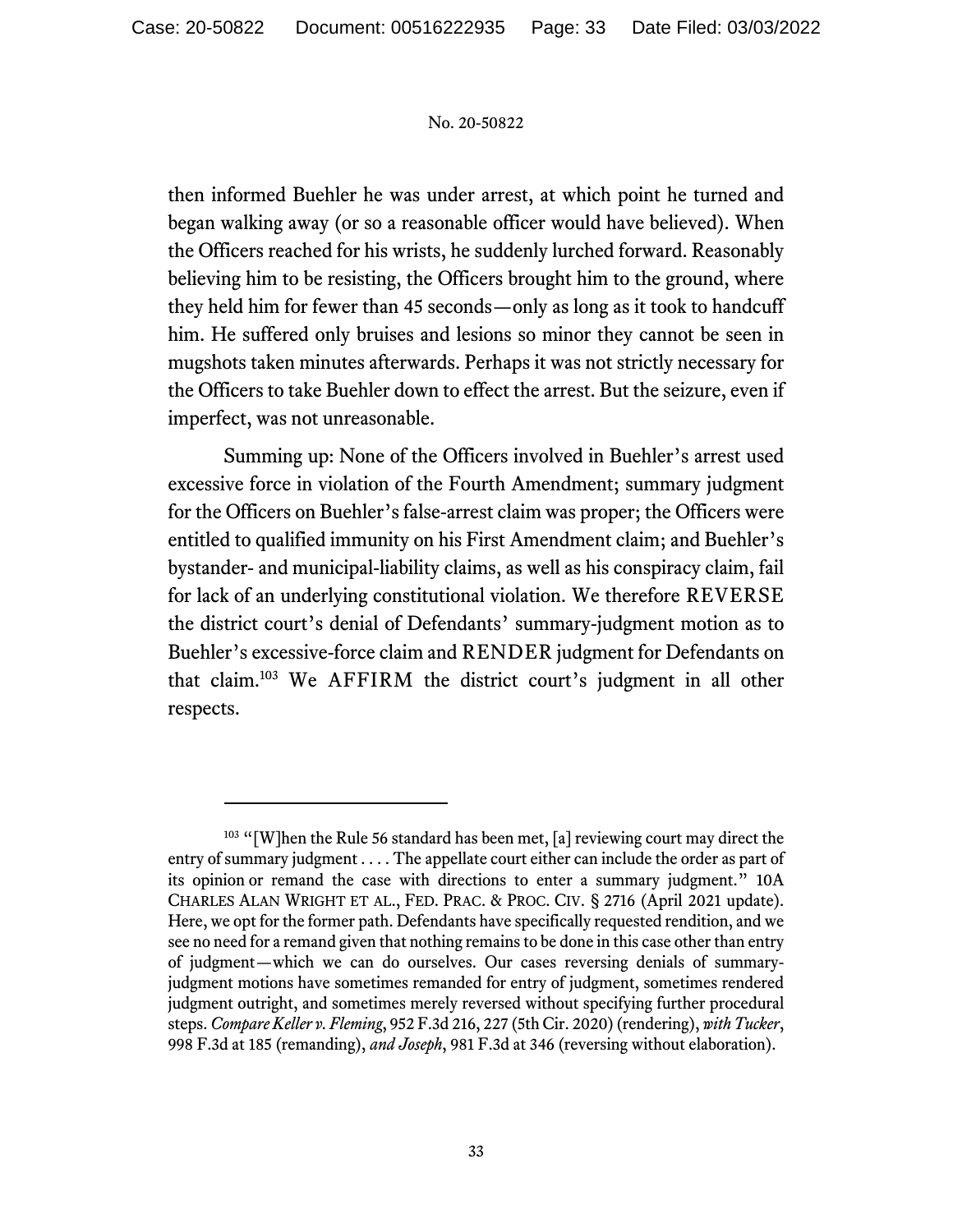then informed Buehler he was under arrest, at which point he turned and began walking away (or so a reasonable officer would have believed). When the Officers reached for his wrists, he suddenly lurched forward. Reasonably believing him to be resisting, the Officers brought him to the ground, where they held him for fewer than 45 seconds—only as long as it took to handcuff him. He suffered only bruises and lesions so minor they cannot be seen in mugshots taken minutes afterwards. Perhaps it was not strictly necessary for the Officers to take Buehler down to effect the arrest. But the seizure, even if imperfect, was not unreasonable.

Summing up: None of the Officers involved in Buehler's arrest used excessive force in violation of the Fourth Amendment; summary judgment for the Officers on Buehler's false-arrest claim was proper; the Officers were entitled to qualified immunity on his First Amendment claim; and Buehler's bystander- and municipal-liability claims, as well as his conspiracy claim, fail for lack of an underlying constitutional violation. We therefore REVERSE the district court's denial of Defendants' summary-judgment motion as to Buehler's excessive-force claim and RENDER judgment for Defendants on that claim.[103] We AFFIRM the district court's judgment in all other respects.

---

[103] "[W]hen the Rule 56 standard has been met, [a] reviewing court may direct the entry of summary judgment . . . . The appellate court either can include the order as part of its opinion or remand the case with directions to enter a summary judgment." 10A CHARLES ALAN WRIGHT ET AL., FED. PRAC. & PROC. CIV. § 2716 (April 2021 update). Here, we opt for the former path. Defendants have specifically requested rendition, and we see no need for a remand given that nothing remains to be done in this case other than entry of judgment—which we can do ourselves. Our cases reversing denials of summary-judgment motions have sometimes remanded for entry of judgment, sometimes rendered judgment outright, and sometimes merely reversed without specifying further procedural steps. *Compare Keller v. Fleming*, 952 F.3d 216, 227 (5th Cir. 2020) (rendering), *with Tucker*, 998 F.3d at 185 (remanding), *and Joseph*, 981 F.3d at 346 (reversing without elaboration).